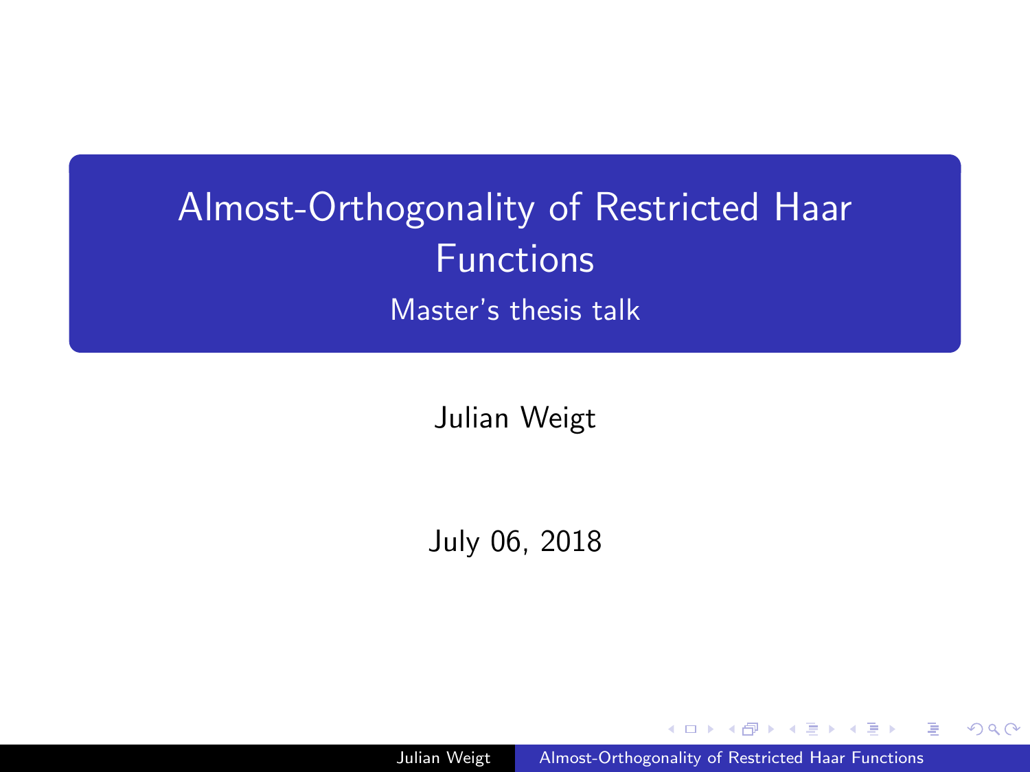# Almost-Orthogonality of Restricted Haar Functions

Master's thesis talk

Julian Weigt

July 06, 2018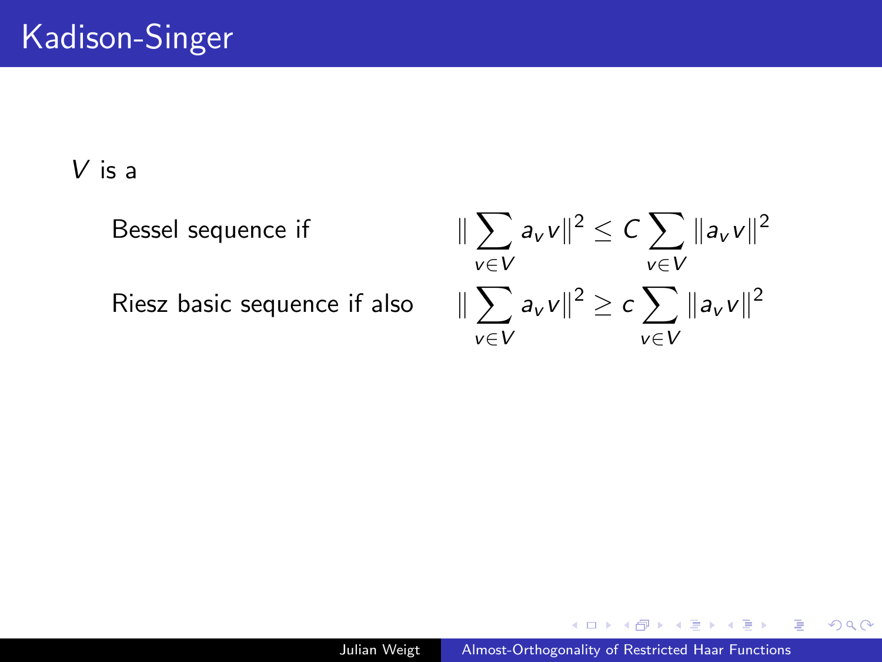# Kadison-Singer

$V$ is a

Bessel sequence if
$$\|\sum_{v\in V} a_v v\|^2 \leq C \sum_{v\in V} \|a_v v\|^2$$

Riesz basic sequence if also
$$\|\sum_{v\in V} a_v v\|^2 \geq c \sum_{v\in V} \|a_v v\|^2$$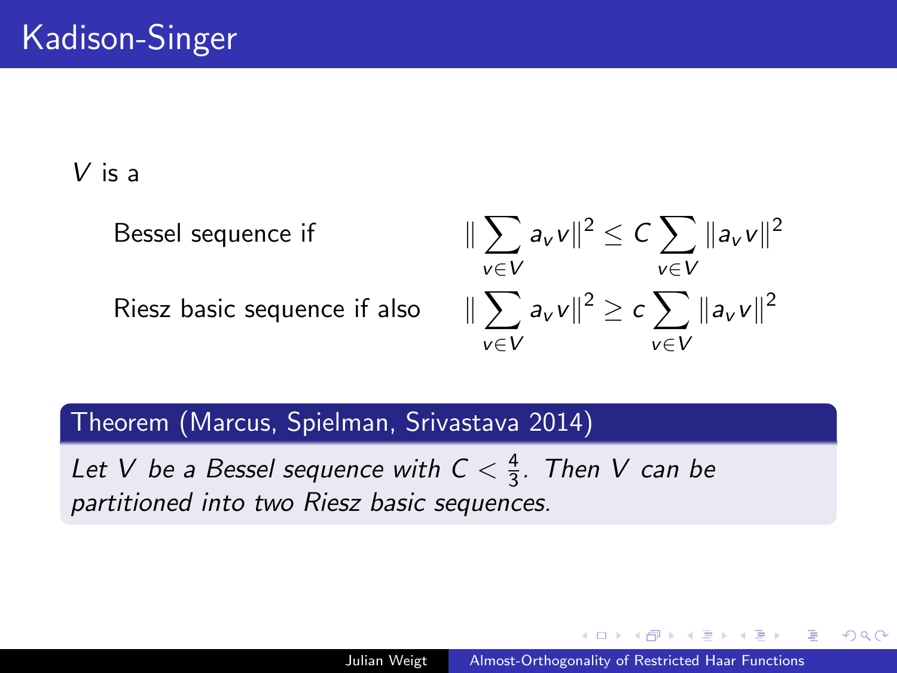# Kadison-Singer

$V$ is a

Bessel sequence if $$\|\sum_{v\in V} a_v v\|^2 \leq C \sum_{v\in V} \|a_v v\|^2$$

Riesz basic sequence if also $$\|\sum_{v\in V} a_v v\|^2 \geq c \sum_{v\in V} \|a_v v\|^2$$

**Theorem (Marcus, Spielman, Srivastava 2014)**

*Let $V$ be a Bessel sequence with $C < \frac{4}{3}$. Then $V$ can be partitioned into two Riesz basic sequences.*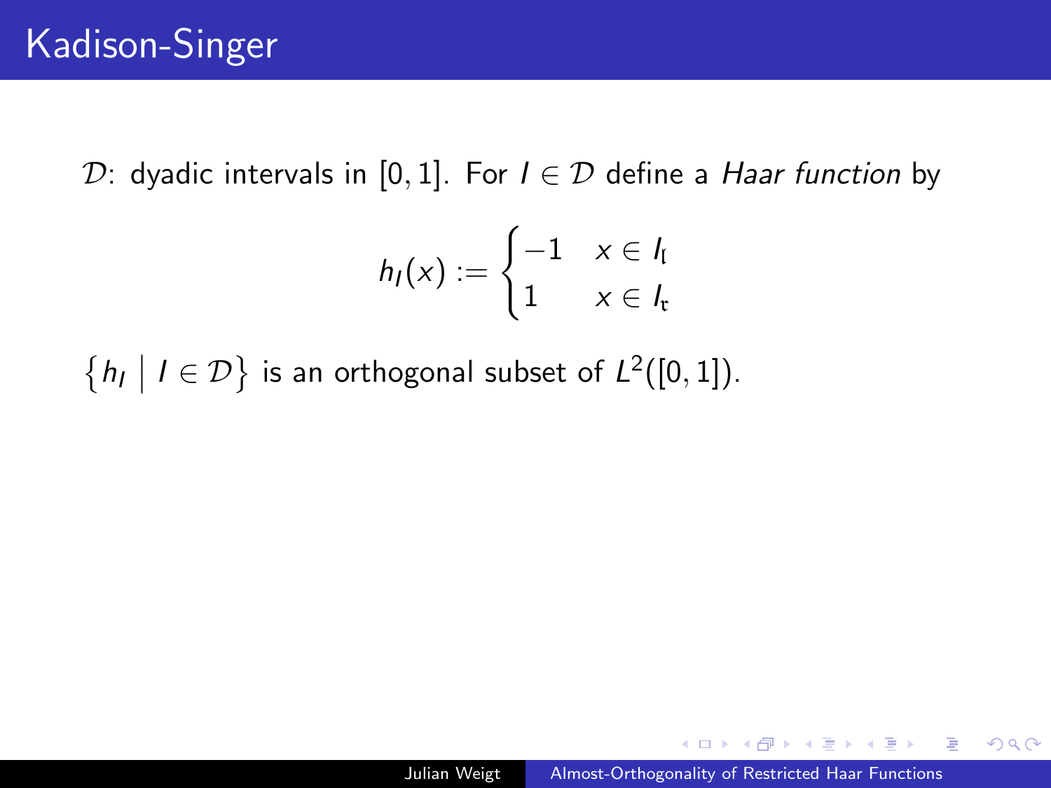# Kadison-Singer

$\mathcal{D}$: dyadic intervals in $[0,1]$. For $I \in \mathcal{D}$ define a *Haar function* by

$$h_I(x) := \begin{cases} -1 & x \in I_{\mathfrak{l}} \\ 1 & x \in I_{\mathfrak{r}} \end{cases}$$

$\{ h_I \mid I \in \mathcal{D} \}$ is an orthogonal subset of $L^2([0,1])$.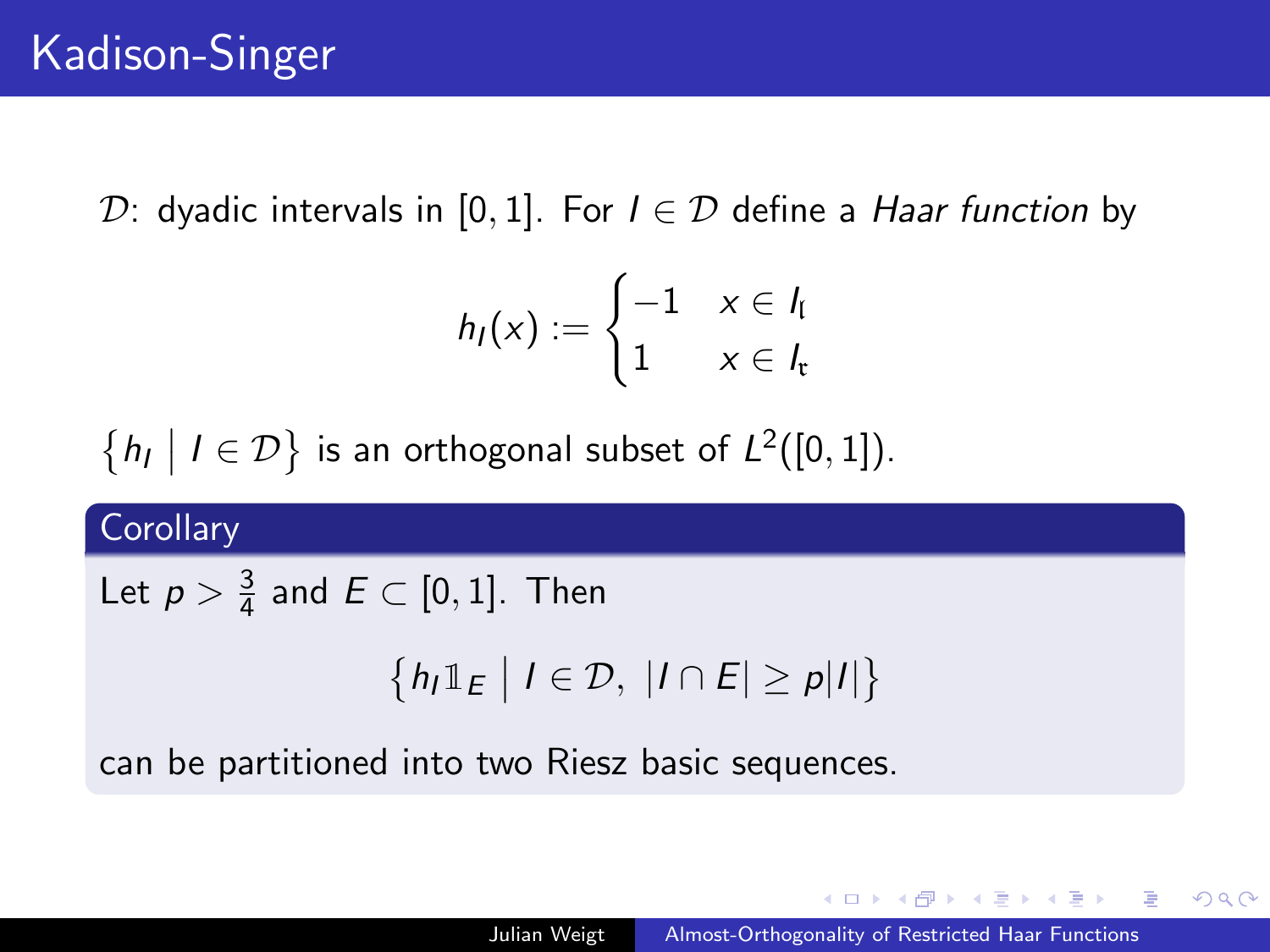# Kadison-Singer

$\mathcal{D}$: dyadic intervals in $[0,1]$. For $I \in \mathcal{D}$ define a *Haar function* by

$$h_I(x) := \begin{cases} -1 & x \in I_{\mathfrak{l}} \\ 1 & x \in I_{\mathfrak{r}} \end{cases}$$

$\{ h_I \mid I \in \mathcal{D} \}$ is an orthogonal subset of $L^2([0,1])$.

**Corollary**

Let $p > \frac{3}{4}$ and $E \subset [0,1]$. Then

$$\{ h_I \mathbb{1}_E \mid I \in \mathcal{D},\ |I \cap E| \geq p|I| \}$$

can be partitioned into two Riesz basic sequences.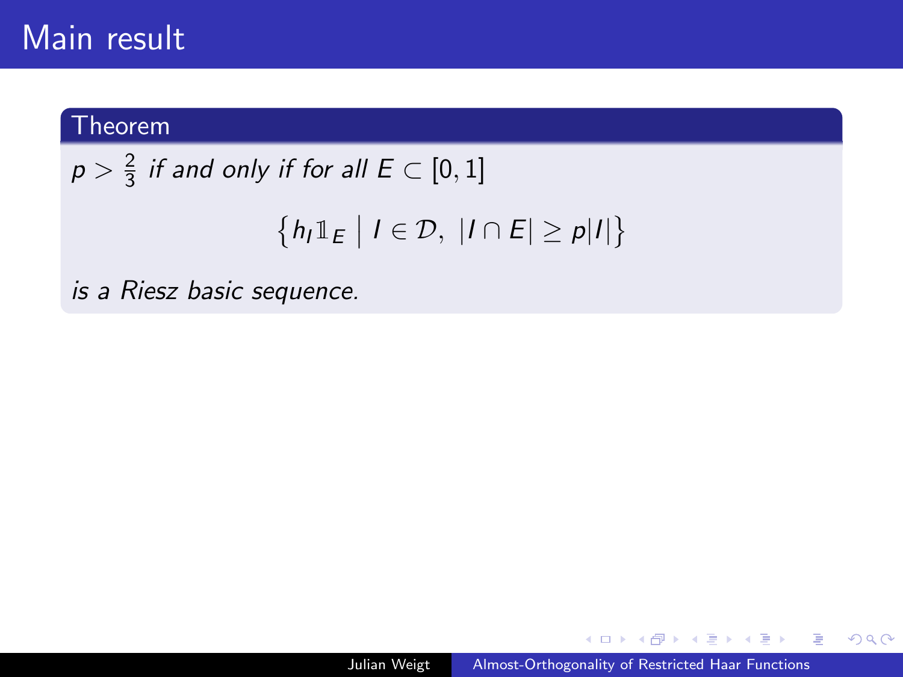# Main result

**Theorem**

*$p > \frac{2}{3}$ if and only if for all $E \subset [0, 1]$*

$$\left\{ h_I \mathbb{1}_E \;\middle|\; I \in \mathcal{D},\ |I \cap E| \geq p|I| \right\}$$

*is a Riesz basic sequence.*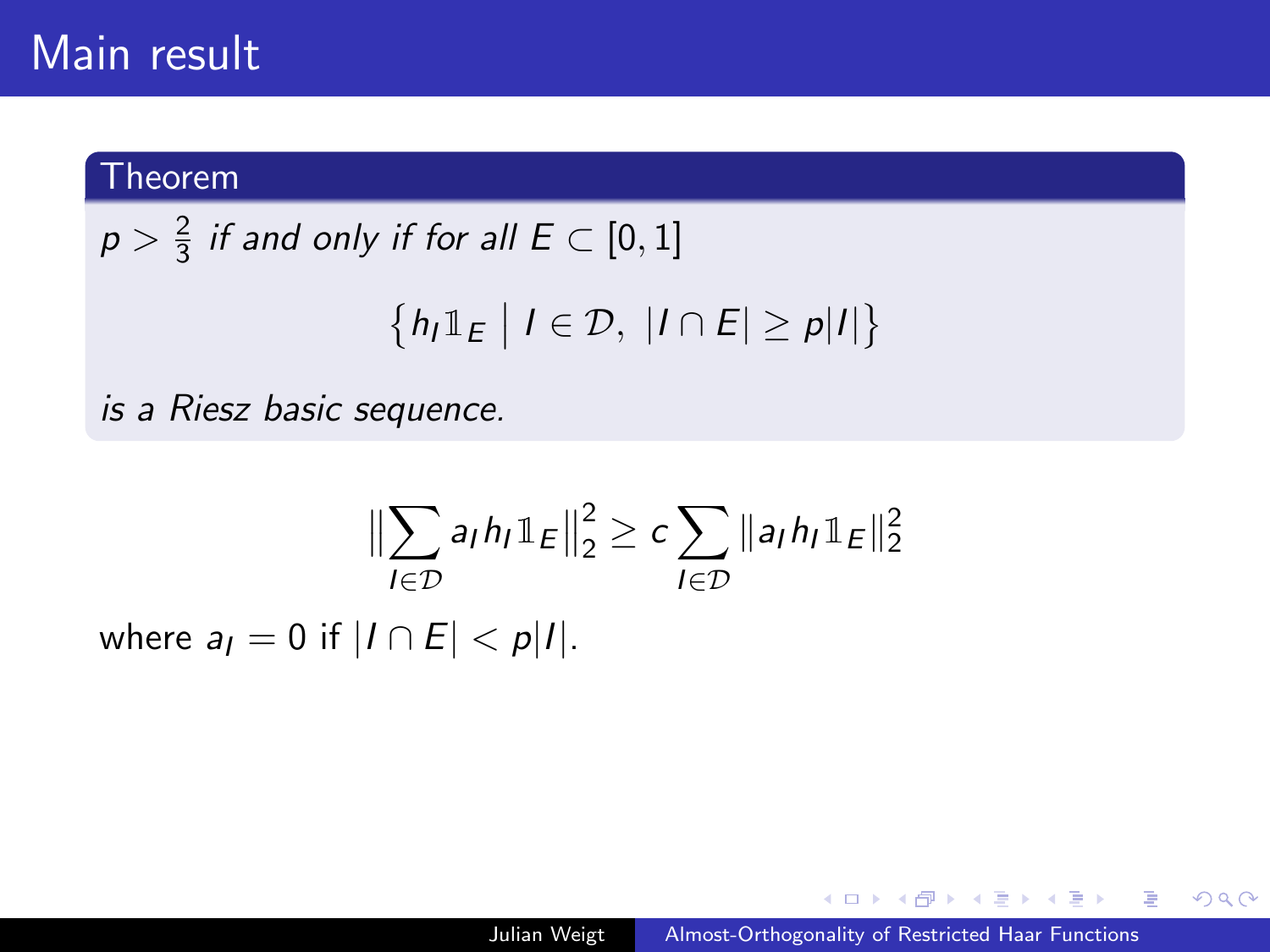# Main result

**Theorem**

*$p > \frac{2}{3}$ if and only if for all $E \subset [0,1]$*

$$\left\{ h_I \mathbb{1}_E \;\middle|\; I \in \mathcal{D},\ |I \cap E| \geq p|I| \right\}$$

*is a Riesz basic sequence.*

$$\Big\| \sum_{I \in \mathcal{D}} a_I h_I \mathbb{1}_E \Big\|_2^2 \geq c \sum_{I \in \mathcal{D}} \| a_I h_I \mathbb{1}_E \|_2^2$$

where $a_I = 0$ if $|I \cap E| < p|I|$.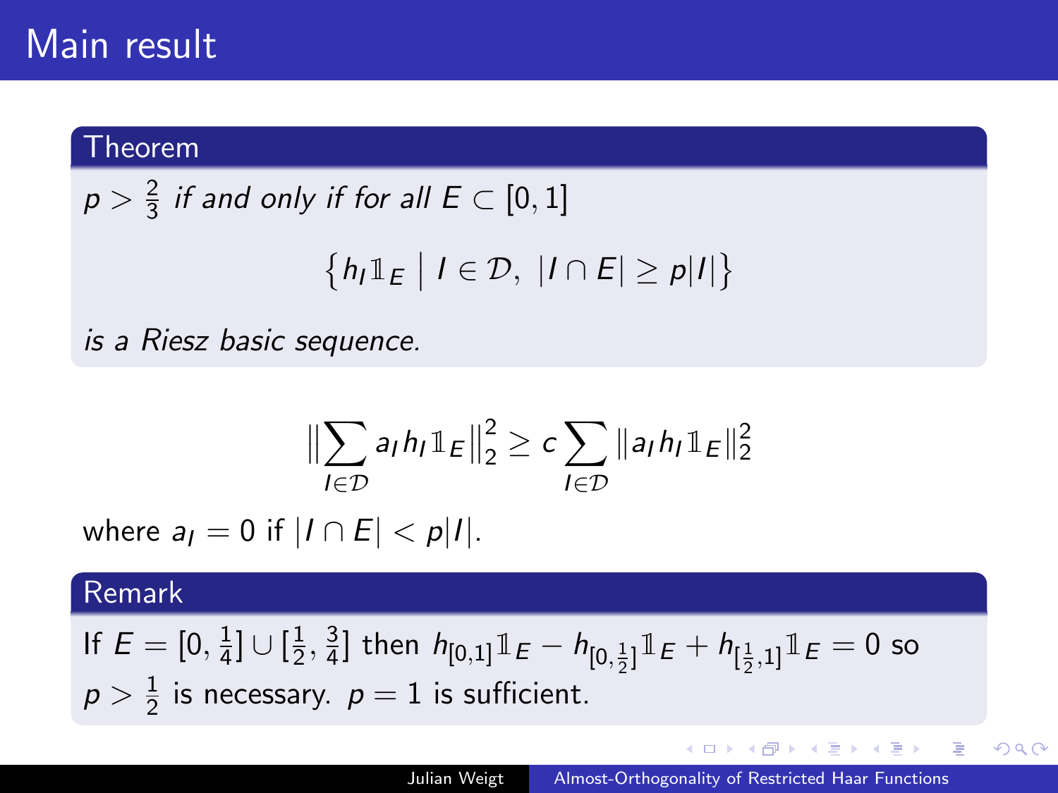# Main result

**Theorem**

*$p > \frac{2}{3}$ if and only if for all $E \subset [0,1]$*

$$\left\{ h_I \mathbb{1}_E \;\middle|\; I \in \mathcal{D},\ |I \cap E| \geq p|I| \right\}$$

*is a Riesz basic sequence.*

$$\Big\| \sum_{I \in \mathcal{D}} a_I h_I \mathbb{1}_E \Big\|_2^2 \geq c \sum_{I \in \mathcal{D}} \| a_I h_I \mathbb{1}_E \|_2^2$$

where $a_I = 0$ if $|I \cap E| < p|I|$.

**Remark**

If $E = [0, \frac{1}{4}] \cup [\frac{1}{2}, \frac{3}{4}]$ then $h_{[0,1]} \mathbb{1}_E - h_{[0,\frac{1}{2}]} \mathbb{1}_E + h_{[\frac{1}{2},1]} \mathbb{1}_E = 0$ so $p > \frac{1}{2}$ is necessary. $p = 1$ is sufficient.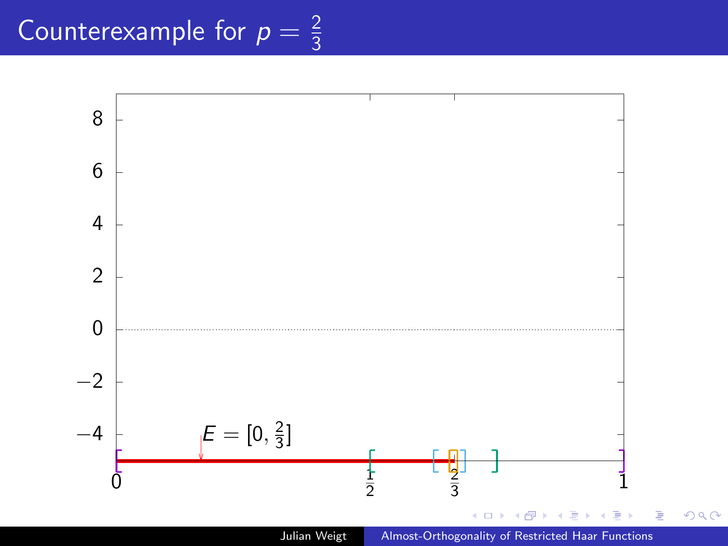# Counterexample for $p = \frac{2}{3}$

$E = [0, \frac{2}{3}]$

$0 \quad \frac{1}{2} \quad \frac{2}{3} \quad 1$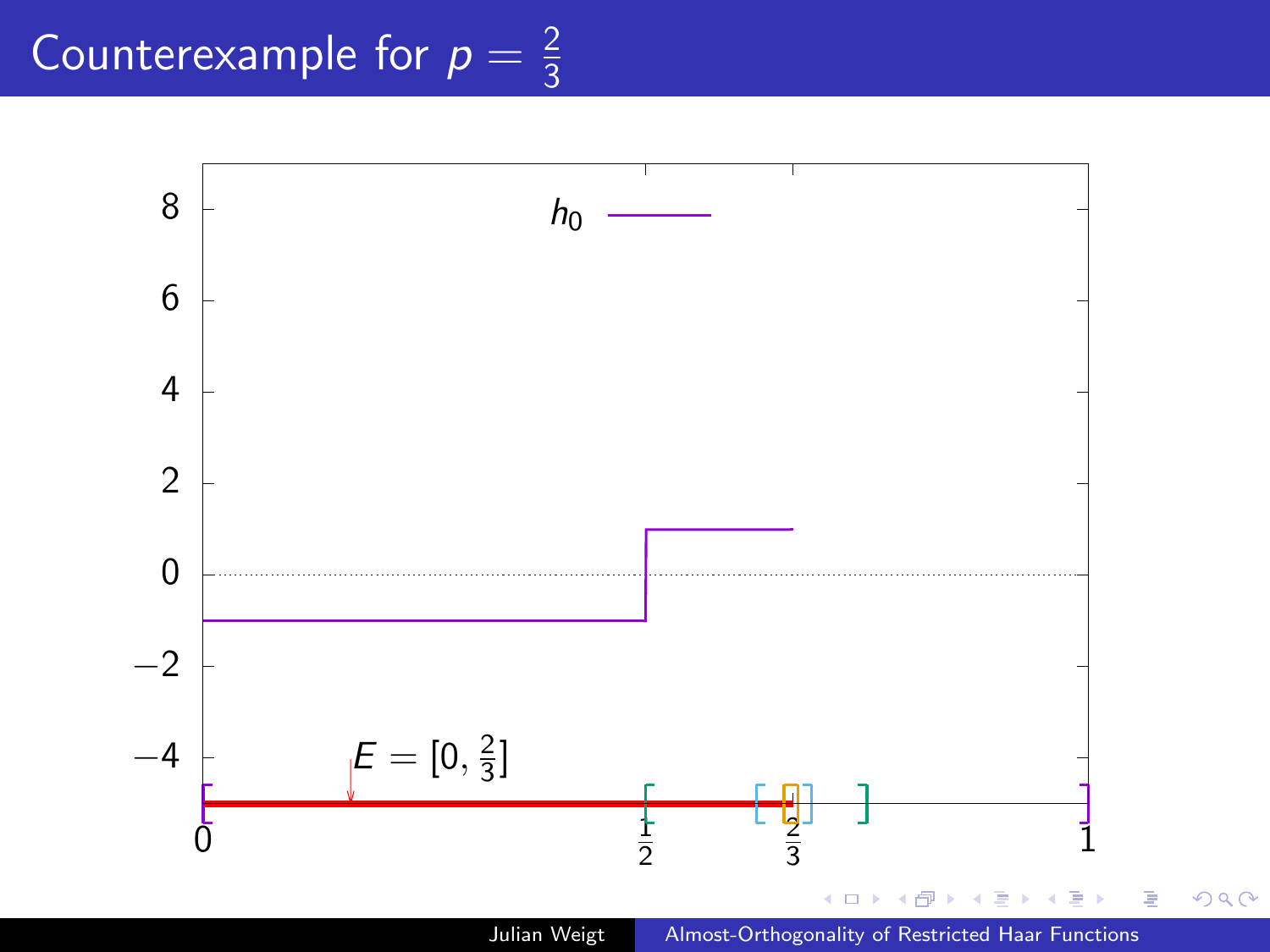# Counterexample for $p = \frac{2}{3}$

$h_0$

$E = [0, \frac{2}{3}]$

0 $\quad \frac{1}{2} \quad \frac{2}{3} \quad$ 1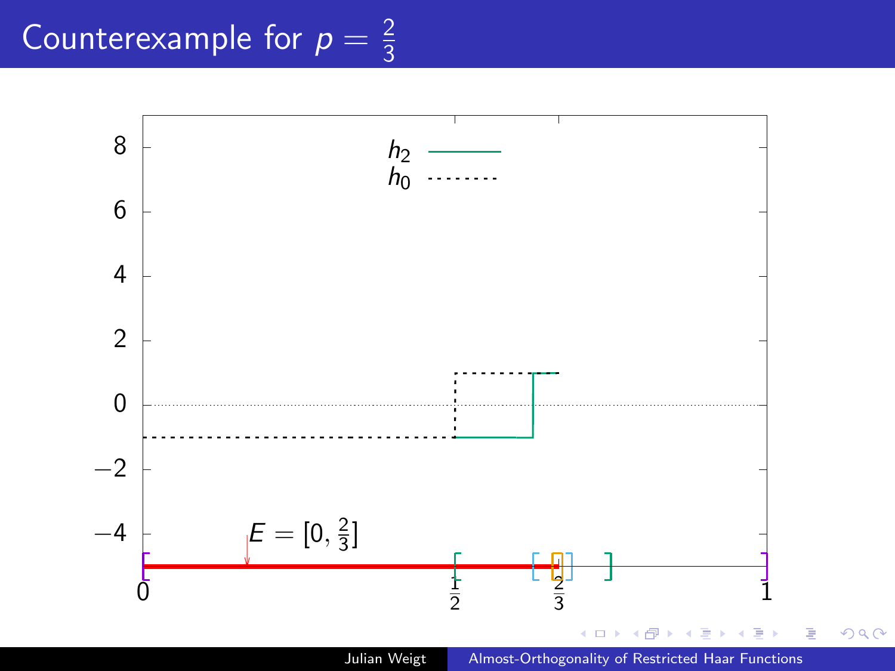# Counterexample for $p = \frac{2}{3}$

$h_2$

$h_0$

$E = [0, \frac{2}{3}]$

8, 6, 4, 2, 0, $-2$, $-4$

0, $\frac{1}{2}$, $\frac{2}{3}$, 1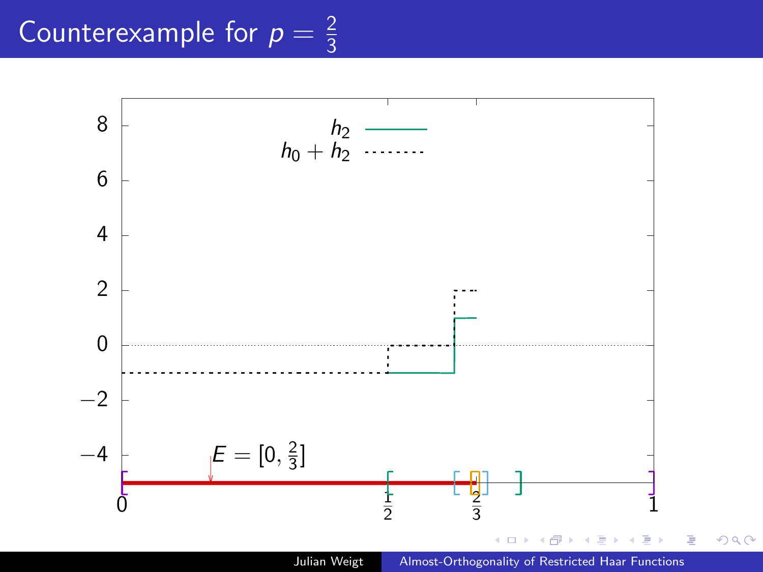# Counterexample for $p = \frac{2}{3}$

$h_2$

$h_0 + h_2$

$E = [0, \frac{2}{3}]$

0 $\frac{1}{2}$ $\frac{2}{3}$ 1

8 6 4 2 0 −2 −4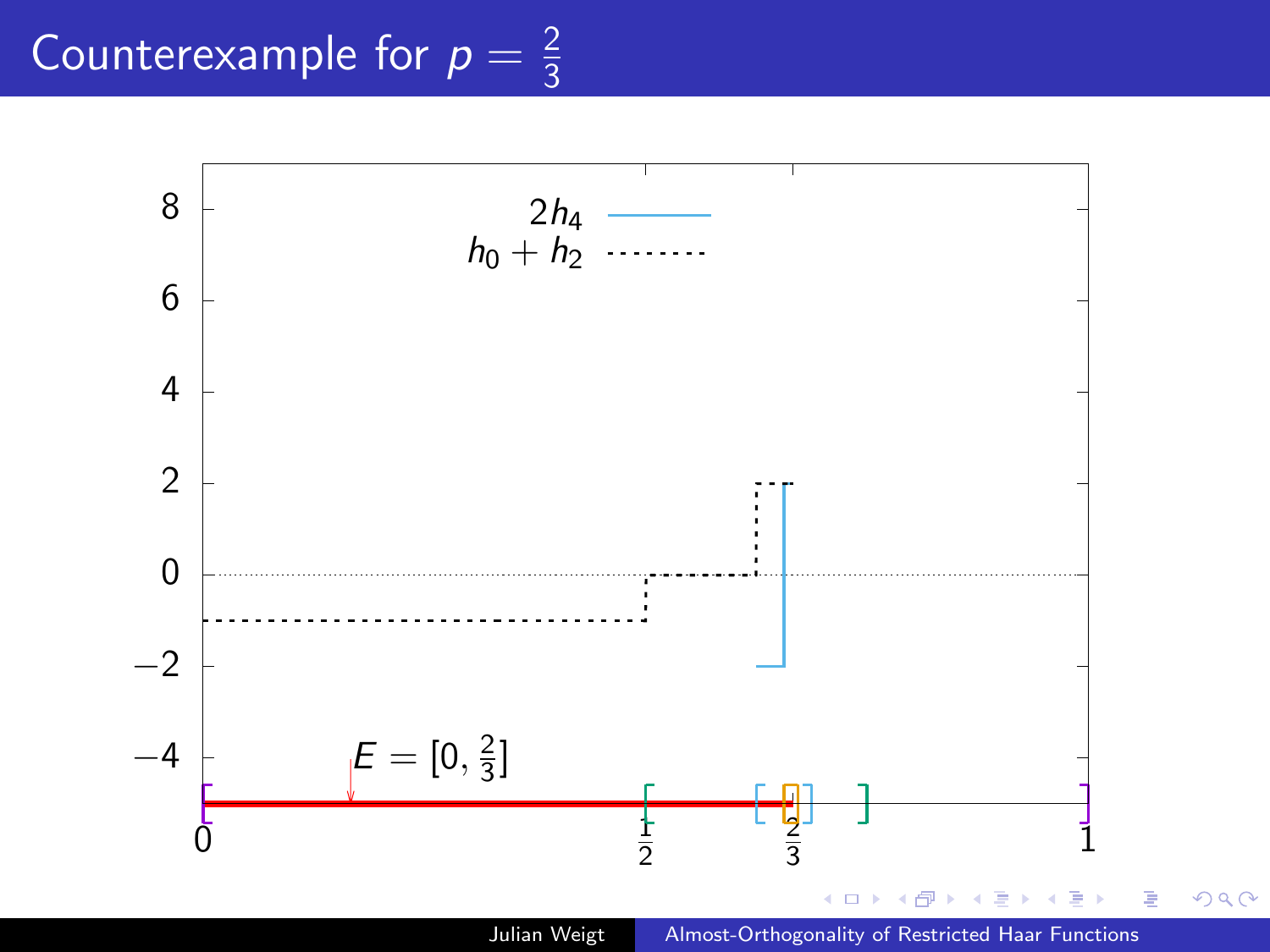# Counterexample for $p = \frac{2}{3}$

$2h_4$

$h_0 + h_2$

$E = [0, \frac{2}{3}]$

0 $\quad \frac{1}{2} \quad \frac{2}{3} \quad$ 1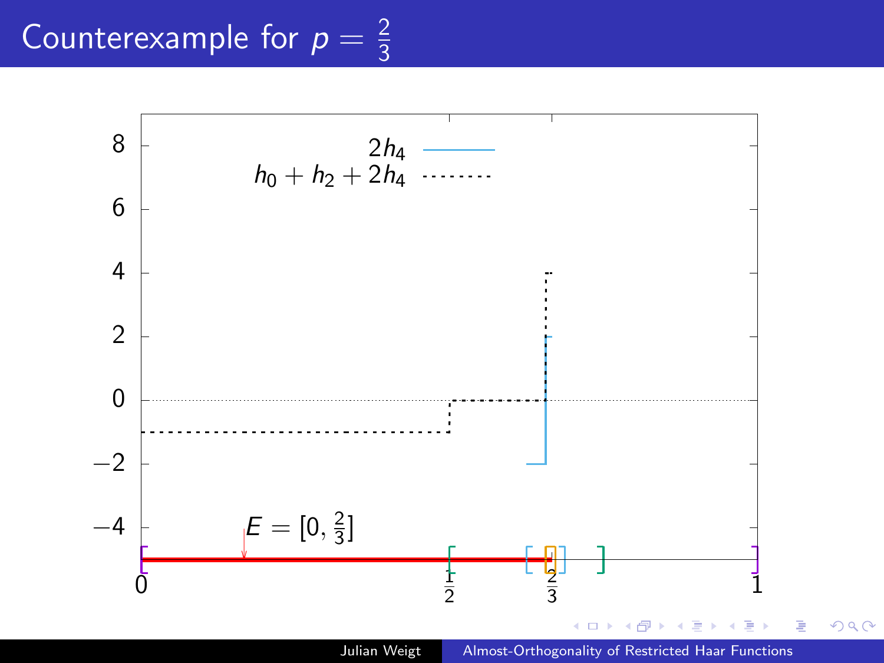# Counterexample for $p = \frac{2}{3}$

$2h_4$

$h_0 + h_2 + 2h_4$

$E = [0, \frac{2}{3}]$

0 $\frac{1}{2}$ $\frac{2}{3}$ 1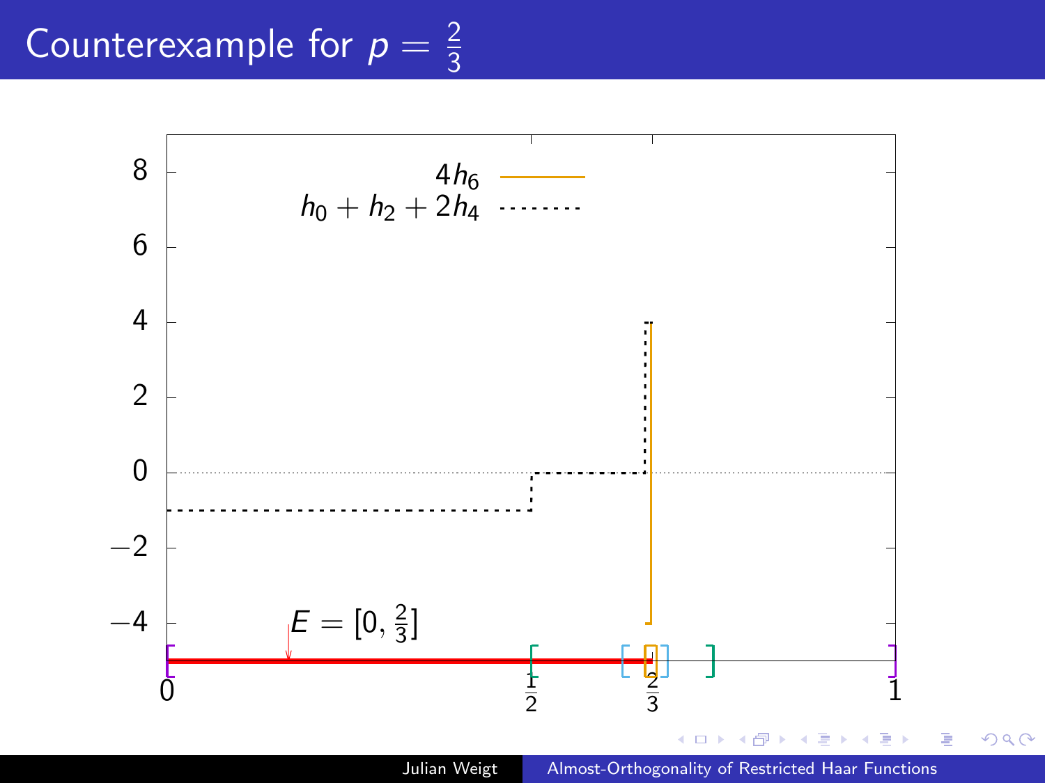# Counterexample for $p = \frac{2}{3}$

Legend: $4h_6$; $h_0 + h_2 + 2h_4$

$E = [0, \frac{2}{3}]$

Axis labels: $0$, $\frac{1}{2}$, $\frac{2}{3}$, $1$; $-4$, $-2$, $0$, $2$, $4$, $6$, $8$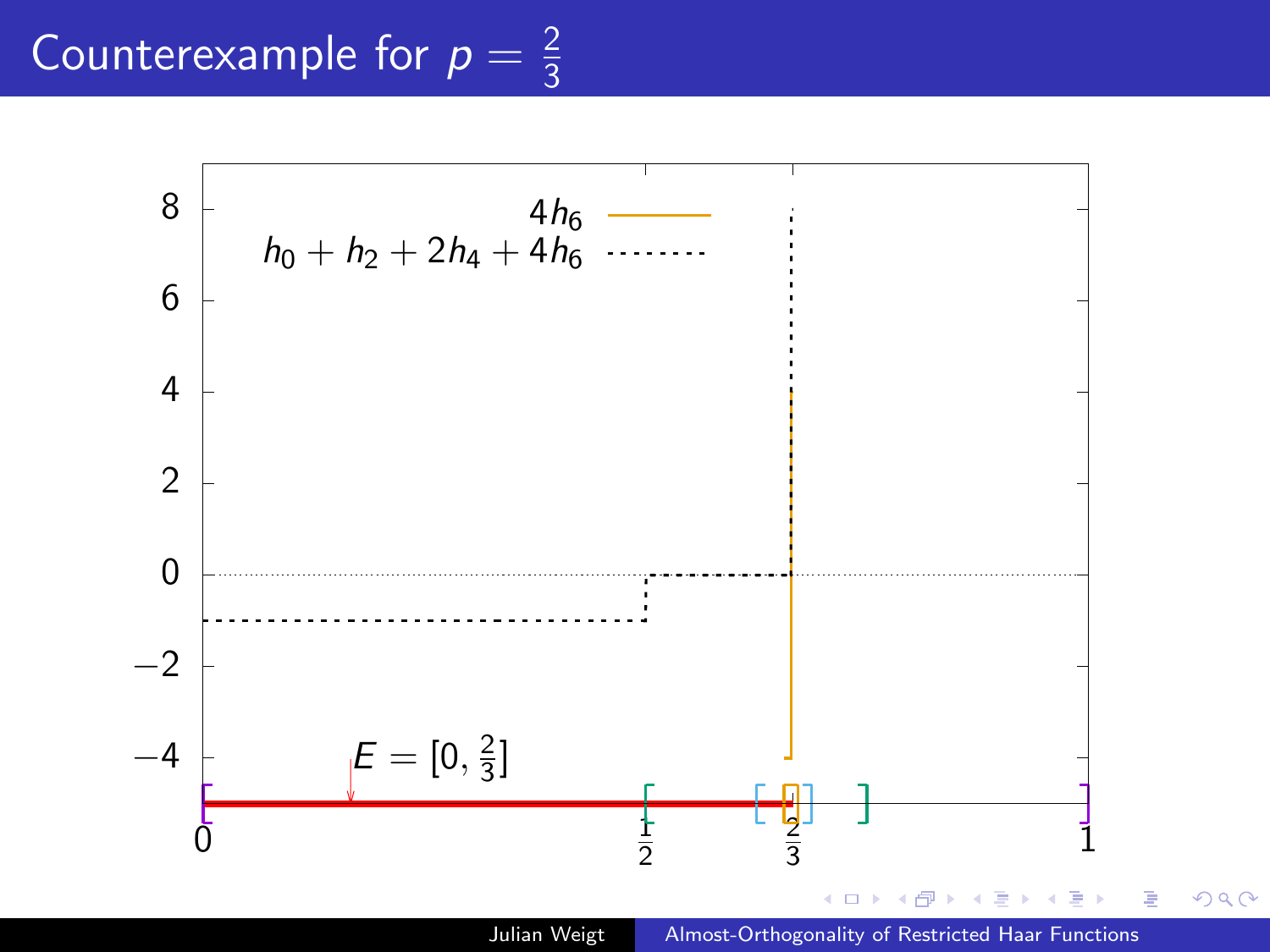# Counterexample for $p = \frac{2}{3}$

Legend: $4h_6$; $h_0 + h_2 + 2h_4 + 4h_6$

$E = [0, \frac{2}{3}]$

Axis labels: $0$, $\frac{1}{2}$, $\frac{2}{3}$, $1$; $-4$, $-2$, $0$, $2$, $4$, $6$, $8$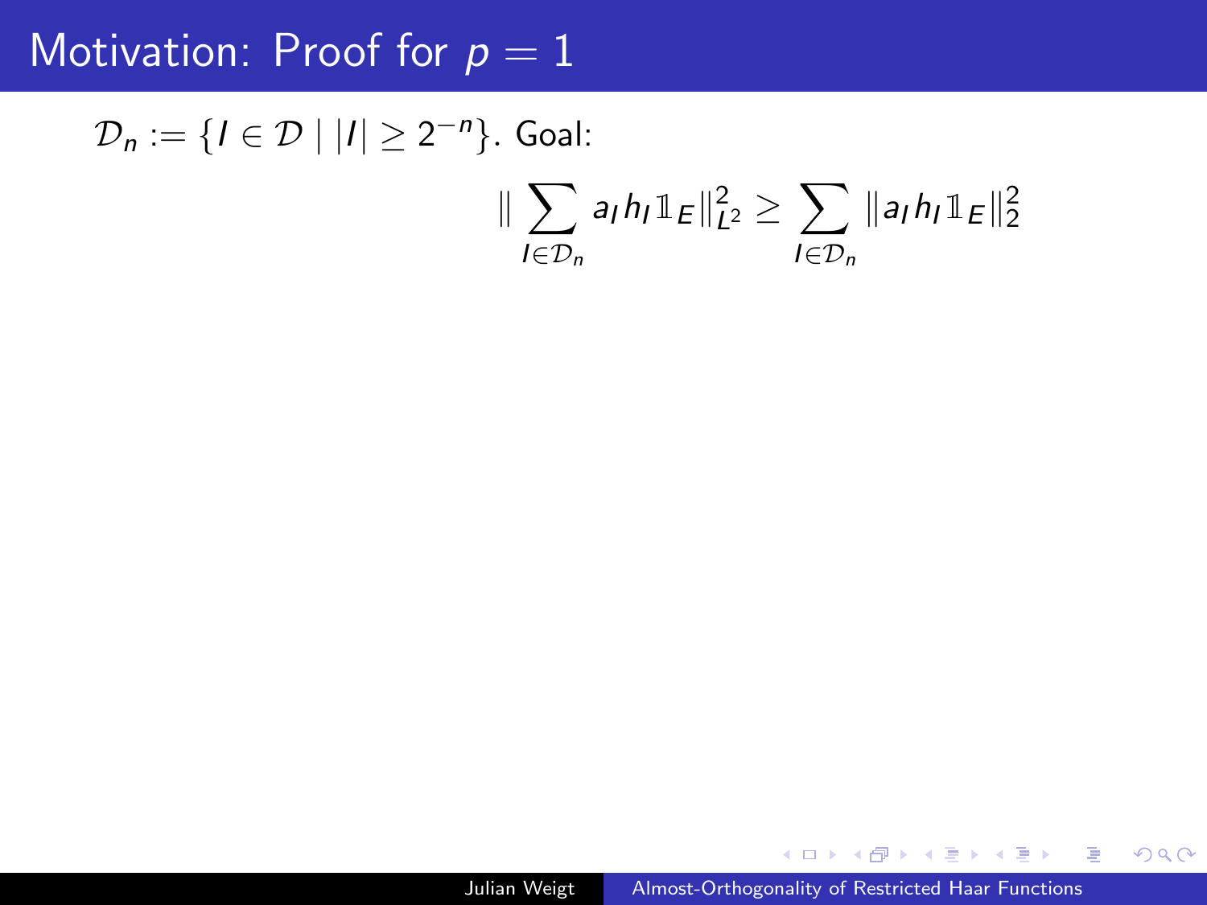# Motivation: Proof for $p = 1$

$\mathcal{D}_n := \{I \in \mathcal{D} \mid |I| \geq 2^{-n}\}$. Goal:

$$\| \sum_{I \in \mathcal{D}_n} a_I h_I \mathbb{1}_E \|_{L^2}^2 \geq \sum_{I \in \mathcal{D}_n} \|a_I h_I \mathbb{1}_E\|_2^2$$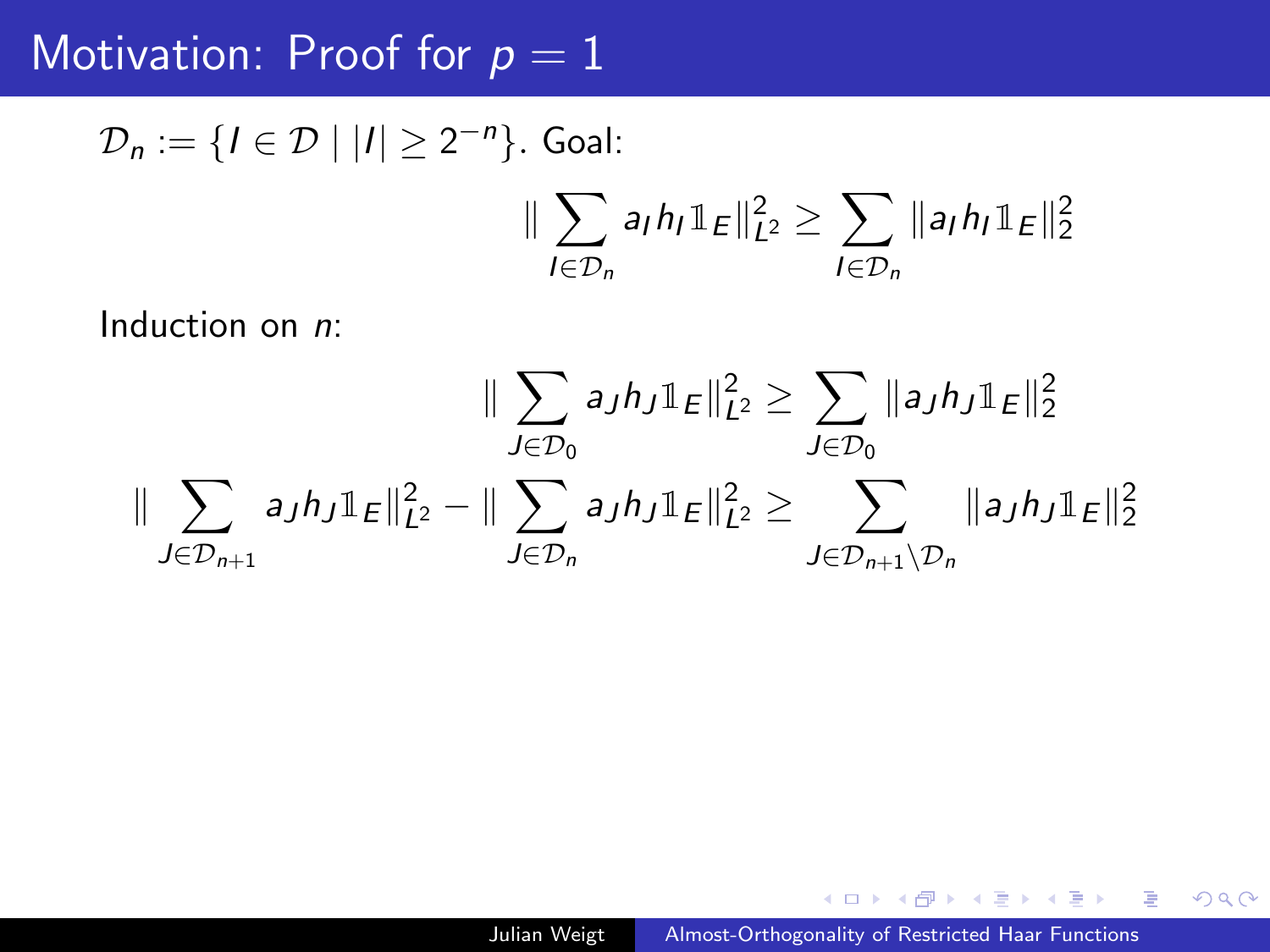# Motivation: Proof for $p = 1$

$\mathcal{D}_n := \{I \in \mathcal{D} \mid |I| \geq 2^{-n}\}$. Goal:

$$\|\sum_{I \in \mathcal{D}_n} a_I h_I \mathbb{1}_E\|_{L^2}^2 \geq \sum_{I \in \mathcal{D}_n} \|a_I h_I \mathbb{1}_E\|_2^2$$

Induction on $n$:

$$\|\sum_{J \in \mathcal{D}_0} a_J h_J \mathbb{1}_E\|_{L^2}^2 \geq \sum_{J \in \mathcal{D}_0} \|a_J h_J \mathbb{1}_E\|_2^2$$

$$\|\sum_{J \in \mathcal{D}_{n+1}} a_J h_J \mathbb{1}_E\|_{L^2}^2 - \|\sum_{J \in \mathcal{D}_n} a_J h_J \mathbb{1}_E\|_{L^2}^2 \geq \sum_{J \in \mathcal{D}_{n+1} \setminus \mathcal{D}_n} \|a_J h_J \mathbb{1}_E\|_2^2$$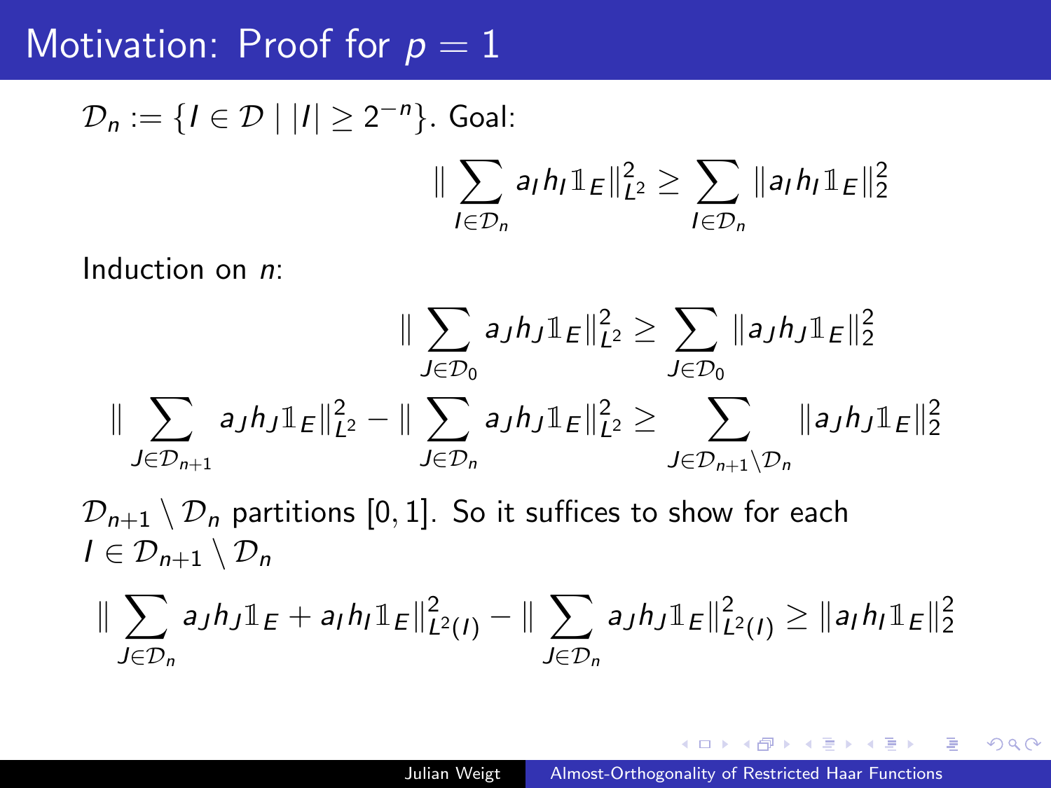# Motivation: Proof for $p = 1$

$\mathcal{D}_n := \{I \in \mathcal{D} \mid |I| \geq 2^{-n}\}$. Goal:

$$\| \sum_{I \in \mathcal{D}_n} a_I h_I \mathbb{1}_E \|_{L^2}^2 \geq \sum_{I \in \mathcal{D}_n} \| a_I h_I \mathbb{1}_E \|_2^2$$

Induction on $n$:

$$\| \sum_{J \in \mathcal{D}_0} a_J h_J \mathbb{1}_E \|_{L^2}^2 \geq \sum_{J \in \mathcal{D}_0} \| a_J h_J \mathbb{1}_E \|_2^2$$

$$\| \sum_{J \in \mathcal{D}_{n+1}} a_J h_J \mathbb{1}_E \|_{L^2}^2 - \| \sum_{J \in \mathcal{D}_n} a_J h_J \mathbb{1}_E \|_{L^2}^2 \geq \sum_{J \in \mathcal{D}_{n+1} \setminus \mathcal{D}_n} \| a_J h_J \mathbb{1}_E \|_2^2$$

$\mathcal{D}_{n+1} \setminus \mathcal{D}_n$ partitions $[0, 1]$. So it suffices to show for each $I \in \mathcal{D}_{n+1} \setminus \mathcal{D}_n$

$$\| \sum_{J \in \mathcal{D}_n} a_J h_J \mathbb{1}_E + a_I h_I \mathbb{1}_E \|_{L^2(I)}^2 - \| \sum_{J \in \mathcal{D}_n} a_J h_J \mathbb{1}_E \|_{L^2(I)}^2 \geq \| a_I h_I \mathbb{1}_E \|_2^2$$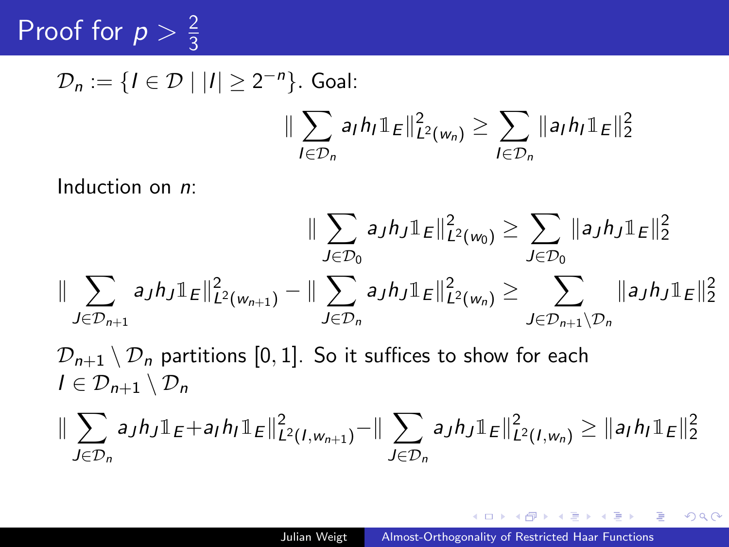# Proof for $p > \frac{2}{3}$

$\mathcal{D}_n := \{I \in \mathcal{D} \mid |I| \geq 2^{-n}\}$. Goal:

$$\|\sum_{I \in \mathcal{D}_n} a_I h_I \mathbb{1}_E\|^2_{L^2(w_n)} \geq \sum_{I \in \mathcal{D}_n} \|a_I h_I \mathbb{1}_E\|_2^2$$

Induction on $n$:

$$\|\sum_{J \in \mathcal{D}_0} a_J h_J \mathbb{1}_E\|^2_{L^2(w_0)} \geq \sum_{J \in \mathcal{D}_0} \|a_J h_J \mathbb{1}_E\|_2^2$$

$$\|\sum_{J \in \mathcal{D}_{n+1}} a_J h_J \mathbb{1}_E\|^2_{L^2(w_{n+1})} - \|\sum_{J \in \mathcal{D}_n} a_J h_J \mathbb{1}_E\|^2_{L^2(w_n)} \geq \sum_{J \in \mathcal{D}_{n+1} \setminus \mathcal{D}_n} \|a_J h_J \mathbb{1}_E\|_2^2$$

$\mathcal{D}_{n+1} \setminus \mathcal{D}_n$ partitions $[0,1]$. So it suffices to show for each $I \in \mathcal{D}_{n+1} \setminus \mathcal{D}_n$

$$\|\sum_{J \in \mathcal{D}_n} a_J h_J \mathbb{1}_E + a_I h_I \mathbb{1}_E\|^2_{L^2(I, w_{n+1})} - \|\sum_{J \in \mathcal{D}_n} a_J h_J \mathbb{1}_E\|^2_{L^2(I, w_n)} \geq \|a_I h_I \mathbb{1}_E\|_2^2$$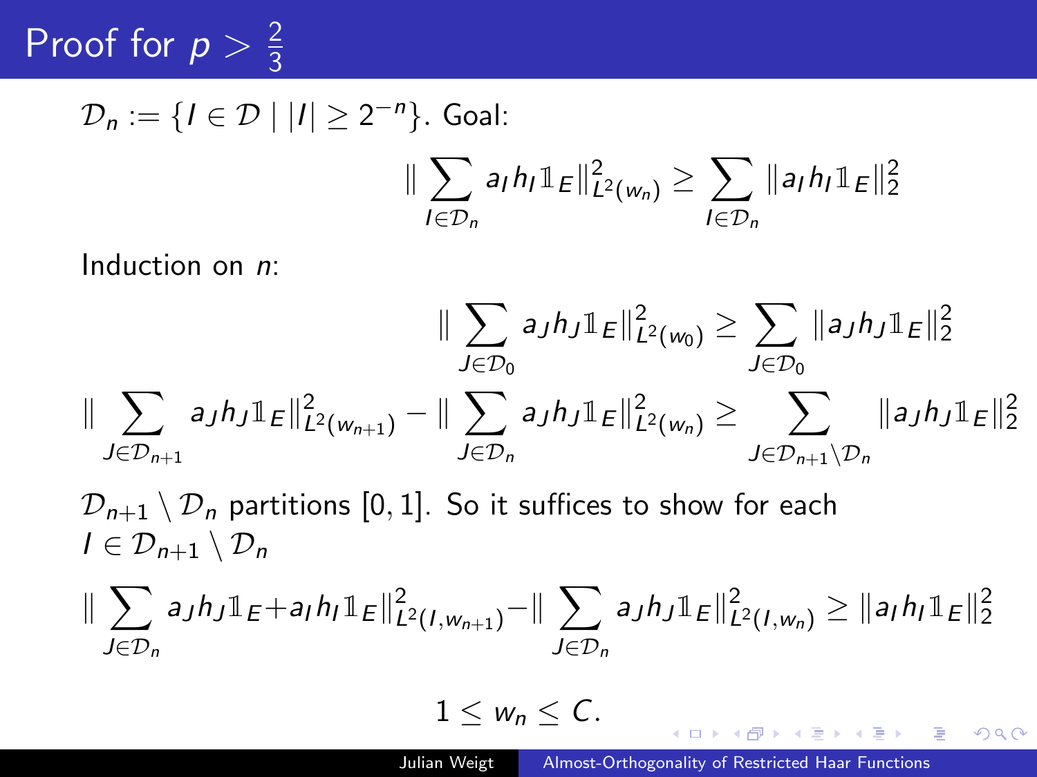# Proof for $p > \frac{2}{3}$

$\mathcal{D}_n := \{I \in \mathcal{D} \mid |I| \geq 2^{-n}\}$. Goal:

$$\|\sum_{I \in \mathcal{D}_n} a_I h_I \mathbb{1}_E\|^2_{L^2(w_n)} \geq \sum_{I \in \mathcal{D}_n} \|a_I h_I \mathbb{1}_E\|_2^2$$

Induction on $n$:

$$\|\sum_{J \in \mathcal{D}_0} a_J h_J \mathbb{1}_E\|^2_{L^2(w_0)} \geq \sum_{J \in \mathcal{D}_0} \|a_J h_J \mathbb{1}_E\|_2^2$$

$$\|\sum_{J \in \mathcal{D}_{n+1}} a_J h_J \mathbb{1}_E\|^2_{L^2(w_{n+1})} - \|\sum_{J \in \mathcal{D}_n} a_J h_J \mathbb{1}_E\|^2_{L^2(w_n)} \geq \sum_{J \in \mathcal{D}_{n+1} \setminus \mathcal{D}_n} \|a_J h_J \mathbb{1}_E\|_2^2$$

$\mathcal{D}_{n+1} \setminus \mathcal{D}_n$ partitions $[0,1]$. So it suffices to show for each $I \in \mathcal{D}_{n+1} \setminus \mathcal{D}_n$

$$\|\sum_{J \in \mathcal{D}_n} a_J h_J \mathbb{1}_E + a_I h_I \mathbb{1}_E\|^2_{L^2(I, w_{n+1})} - \|\sum_{J \in \mathcal{D}_n} a_J h_J \mathbb{1}_E\|^2_{L^2(I, w_n)} \geq \|a_I h_I \mathbb{1}_E\|_2^2$$

$$1 \leq w_n \leq C.$$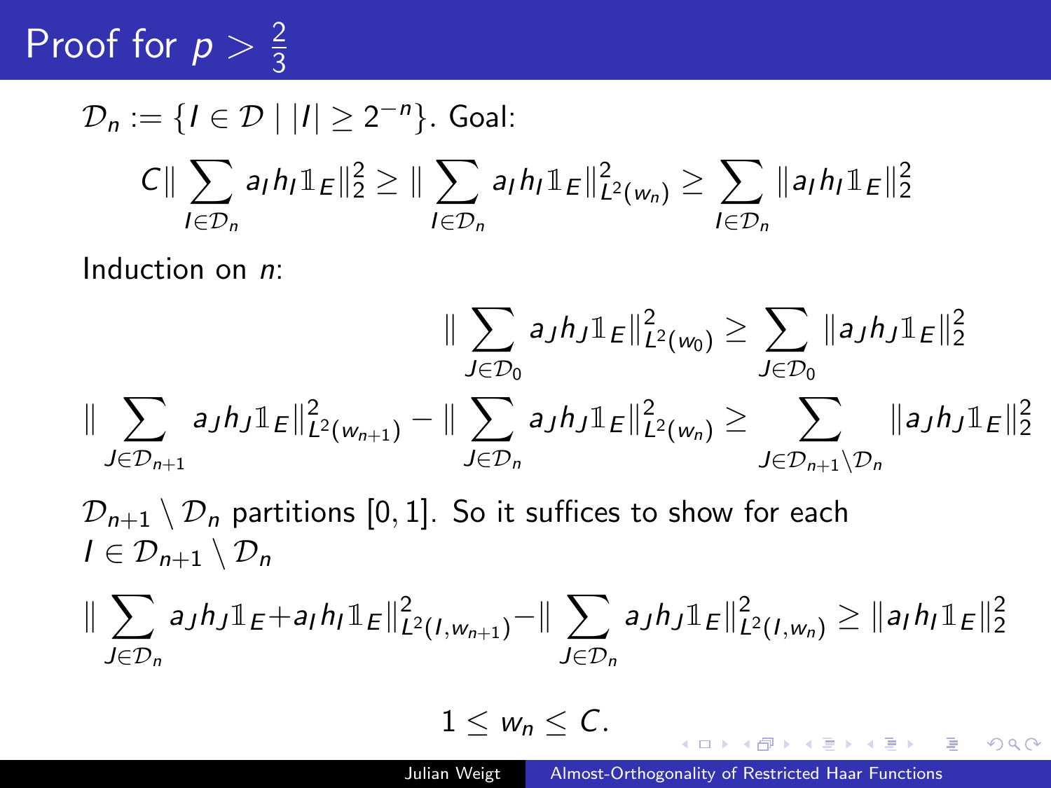# Proof for $p > \frac{2}{3}$

$\mathcal{D}_n := \{I \in \mathcal{D} \mid |I| \geq 2^{-n}\}$. Goal:

$$C\|\sum_{I\in\mathcal{D}_n} a_I h_I \mathbb{1}_E\|_2^2 \geq \|\sum_{I\in\mathcal{D}_n} a_I h_I \mathbb{1}_E\|_{L^2(w_n)}^2 \geq \sum_{I\in\mathcal{D}_n} \|a_I h_I \mathbb{1}_E\|_2^2$$

Induction on $n$:

$$\|\sum_{J\in\mathcal{D}_0} a_J h_J \mathbb{1}_E\|_{L^2(w_0)}^2 \geq \sum_{J\in\mathcal{D}_0} \|a_J h_J \mathbb{1}_E\|_2^2$$

$$\|\sum_{J\in\mathcal{D}_{n+1}} a_J h_J \mathbb{1}_E\|_{L^2(w_{n+1})}^2 - \|\sum_{J\in\mathcal{D}_n} a_J h_J \mathbb{1}_E\|_{L^2(w_n)}^2 \geq \sum_{J\in\mathcal{D}_{n+1}\setminus\mathcal{D}_n} \|a_J h_J \mathbb{1}_E\|_2^2$$

$\mathcal{D}_{n+1} \setminus \mathcal{D}_n$ partitions $[0,1]$. So it suffices to show for each $I \in \mathcal{D}_{n+1} \setminus \mathcal{D}_n$

$$\|\sum_{J\in\mathcal{D}_n} a_J h_J \mathbb{1}_E + a_I h_I \mathbb{1}_E\|_{L^2(I,w_{n+1})}^2 - \|\sum_{J\in\mathcal{D}_n} a_J h_J \mathbb{1}_E\|_{L^2(I,w_n)}^2 \geq \|a_I h_I \mathbb{1}_E\|_2^2$$

$$1 \leq w_n \leq C.$$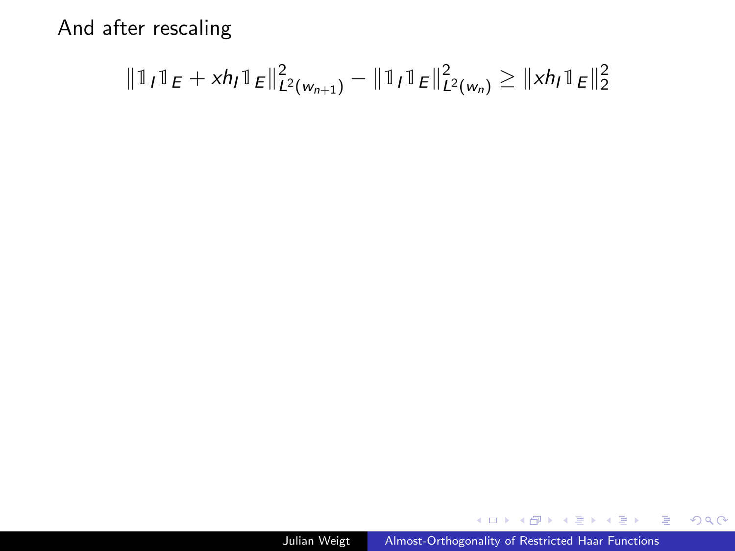And after rescaling

$$\|\mathbb{1}_I \mathbb{1}_E + x h_I \mathbb{1}_E\|_{L^2(w_{n+1})}^2 - \|\mathbb{1}_I \mathbb{1}_E\|_{L^2(w_n)}^2 \geq \|x h_I \mathbb{1}_E\|_2^2$$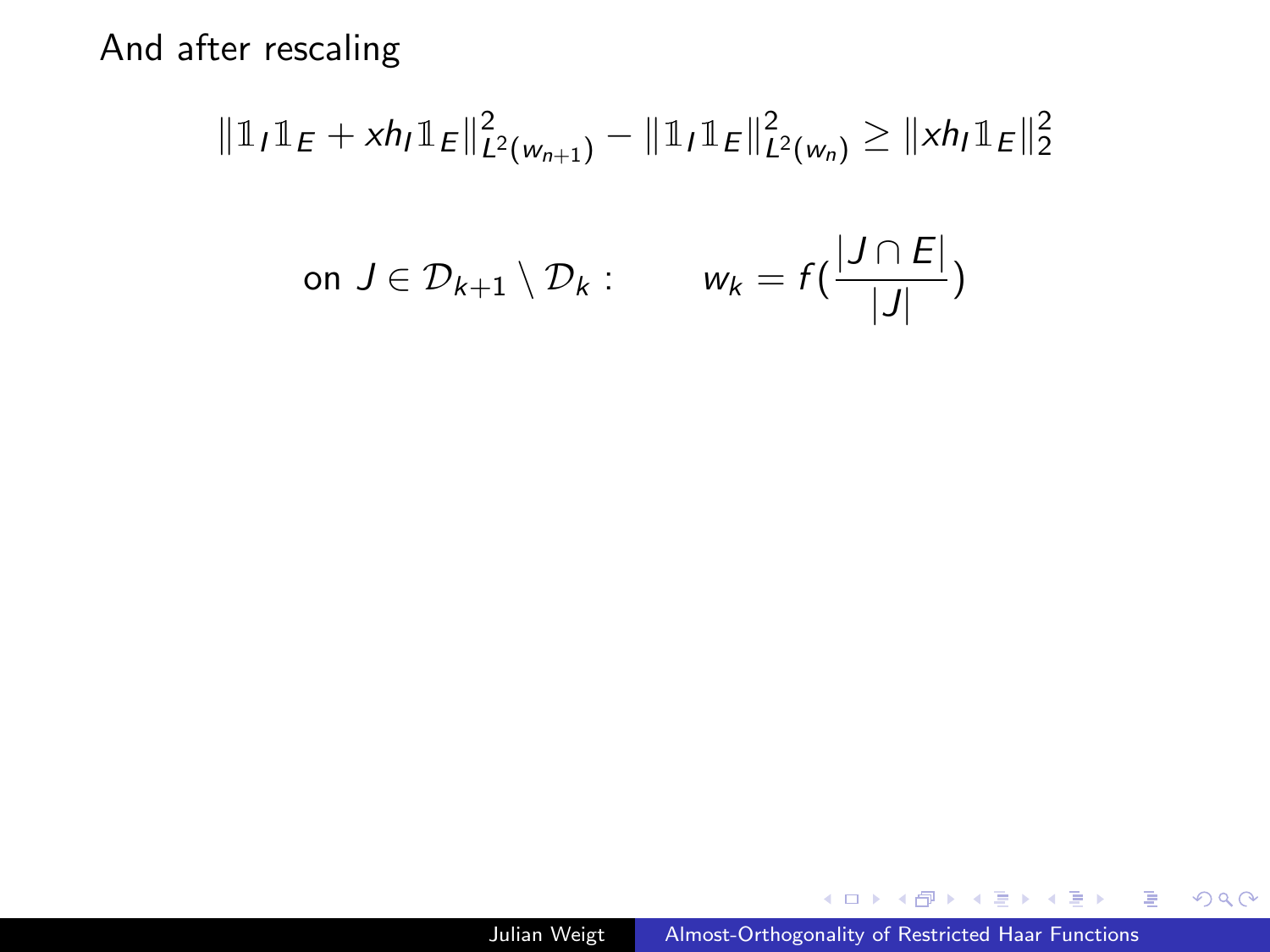And after rescaling

$$\|\mathbb{1}_I \mathbb{1}_E + x h_I \mathbb{1}_E\|^2_{L^2(w_{n+1})} - \|\mathbb{1}_I \mathbb{1}_E\|^2_{L^2(w_n)} \geq \|x h_I \mathbb{1}_E\|_2^2$$

$$\text{on } J \in \mathcal{D}_{k+1} \setminus \mathcal{D}_k : \qquad w_k = f\Big(\frac{|J \cap E|}{|J|}\Big)$$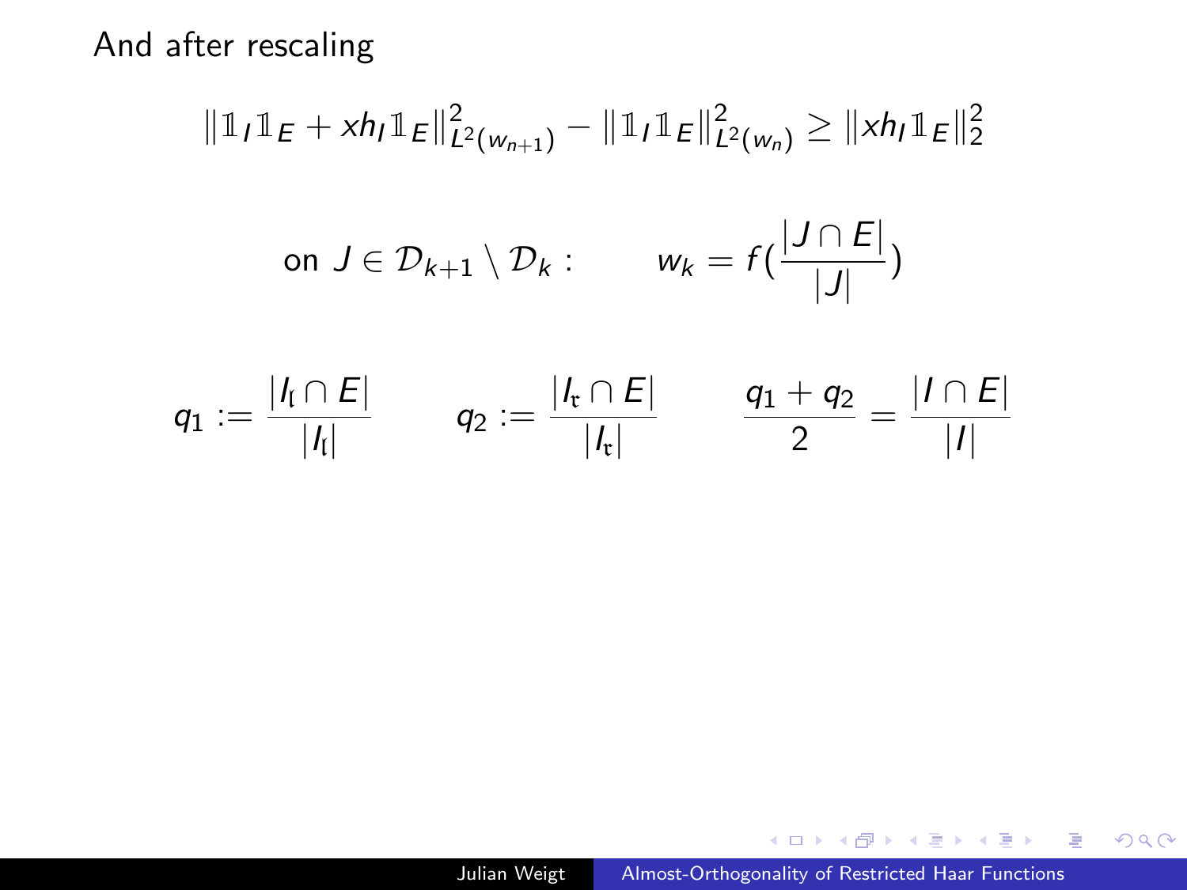And after rescaling

$$\|\mathbb{1}_I \mathbb{1}_E + x h_I \mathbb{1}_E\|^2_{L^2(w_{n+1})} - \|\mathbb{1}_I \mathbb{1}_E\|^2_{L^2(w_n)} \geq \|x h_I \mathbb{1}_E\|_2^2$$

$$\text{on } J \in \mathcal{D}_{k+1} \setminus \mathcal{D}_k : \qquad w_k = f(\frac{|J \cap E|}{|J|})$$

$$q_1 := \frac{|I_{\mathfrak{l}} \cap E|}{|I_{\mathfrak{l}}|} \qquad q_2 := \frac{|I_{\mathfrak{r}} \cap E|}{|I_{\mathfrak{r}}|} \qquad \frac{q_1 + q_2}{2} = \frac{|I \cap E|}{|I|}$$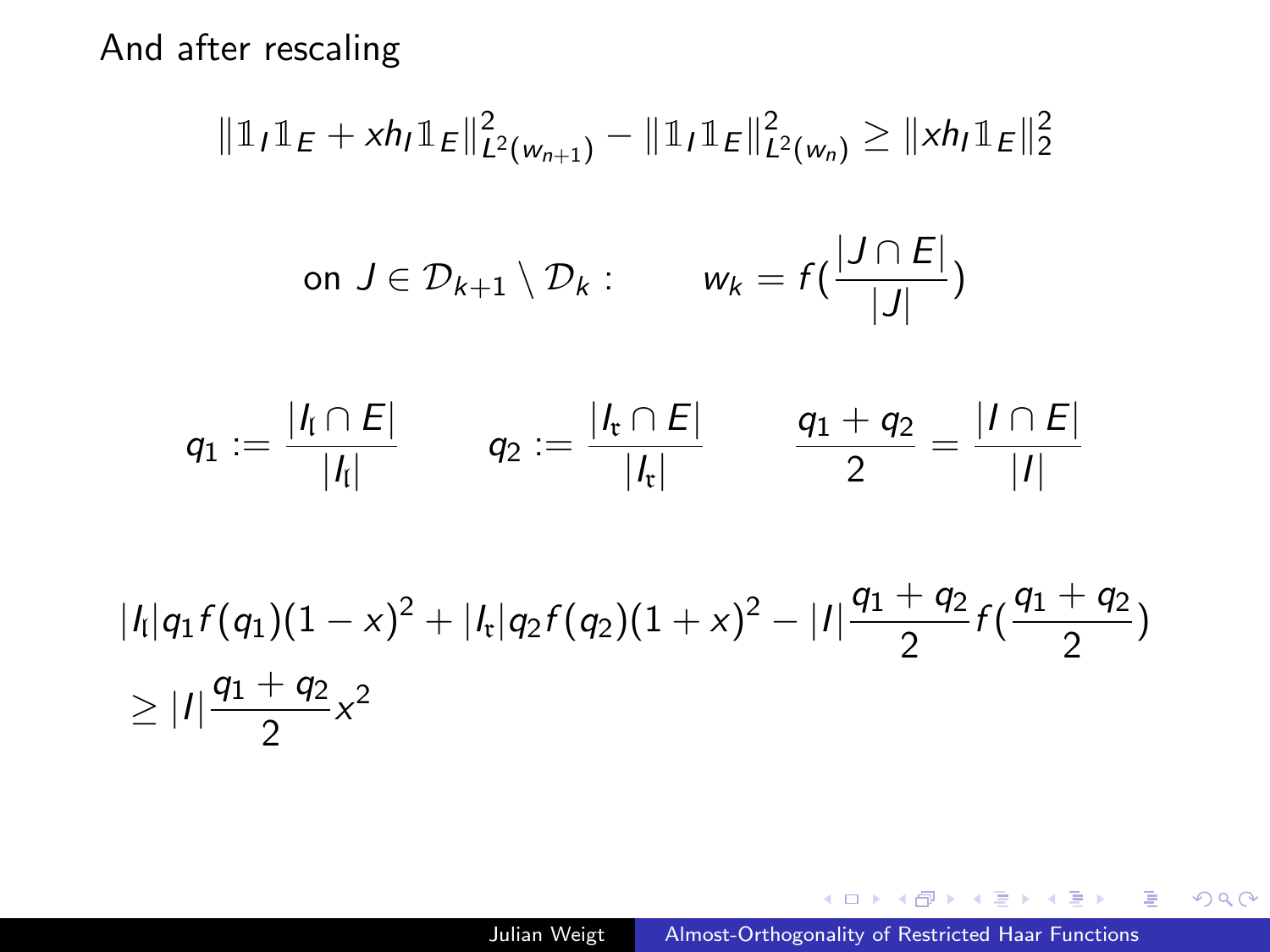And after rescaling

$$\|\mathbb{1}_I \mathbb{1}_E + x h_I \mathbb{1}_E\|^2_{L^2(w_{n+1})} - \|\mathbb{1}_I \mathbb{1}_E\|^2_{L^2(w_n)} \geq \|x h_I \mathbb{1}_E\|_2^2$$

$$\text{on } J \in \mathcal{D}_{k+1} \setminus \mathcal{D}_k : \qquad w_k = f\left(\frac{|J \cap E|}{|J|}\right)$$

$$q_1 := \frac{|I_{\mathfrak{l}} \cap E|}{|I_{\mathfrak{l}}|} \qquad q_2 := \frac{|I_{\mathfrak{r}} \cap E|}{|I_{\mathfrak{r}}|} \qquad \frac{q_1 + q_2}{2} = \frac{|I \cap E|}{|I|}$$

$$|I_{\mathfrak{l}}| q_1 f(q_1)(1-x)^2 + |I_{\mathfrak{r}}| q_2 f(q_2)(1+x)^2 - |I| \frac{q_1+q_2}{2} f\left(\frac{q_1+q_2}{2}\right) \geq |I| \frac{q_1+q_2}{2} x^2$$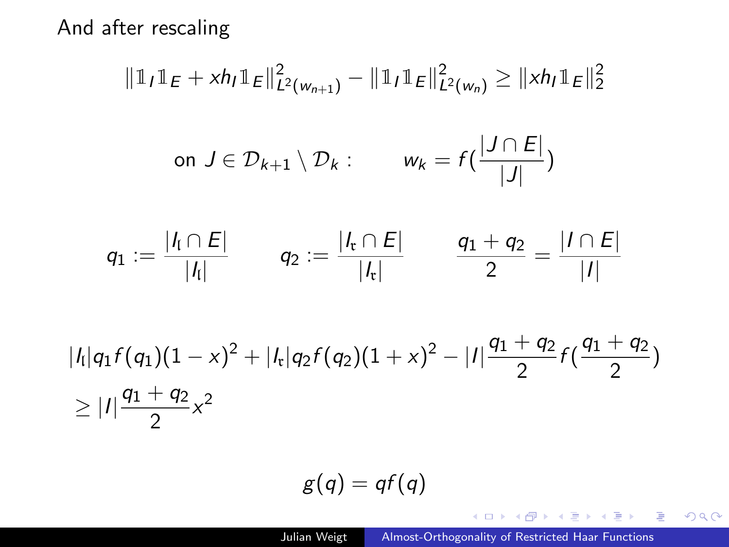And after rescaling

$$\|\mathbb{1}_I \mathbb{1}_E + x h_I \mathbb{1}_E\|_{L^2(w_{n+1})}^2 - \|\mathbb{1}_I \mathbb{1}_E\|_{L^2(w_n)}^2 \geq \|x h_I \mathbb{1}_E\|_2^2$$

$$\text{on } J \in \mathcal{D}_{k+1} \setminus \mathcal{D}_k : \qquad w_k = f\left(\frac{|J \cap E|}{|J|}\right)$$

$$q_1 := \frac{|I_{\mathfrak{l}} \cap E|}{|I_{\mathfrak{l}}|} \qquad q_2 := \frac{|I_{\mathfrak{r}} \cap E|}{|I_{\mathfrak{r}}|} \qquad \frac{q_1 + q_2}{2} = \frac{|I \cap E|}{|I|}$$

$$|I_{\mathfrak{l}}| q_1 f(q_1)(1-x)^2 + |I_{\mathfrak{r}}| q_2 f(q_2)(1+x)^2 - |I| \frac{q_1 + q_2}{2} f\left(\frac{q_1 + q_2}{2}\right) \geq |I| \frac{q_1 + q_2}{2} x^2$$

$$g(q) = q f(q)$$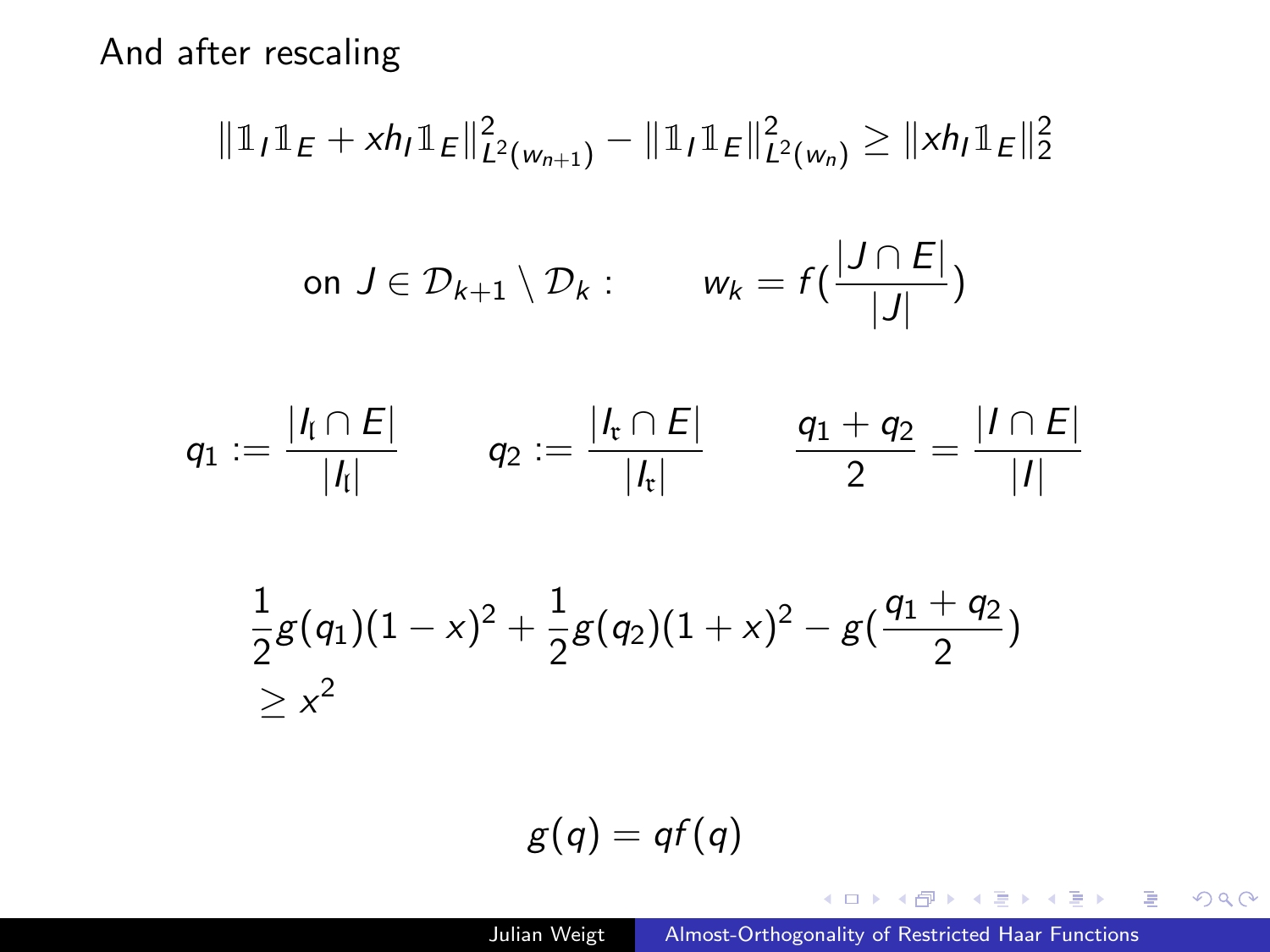And after rescaling

$$\|\mathbb{1}_I \mathbb{1}_E + x h_I \mathbb{1}_E\|^2_{L^2(w_{n+1})} - \|\mathbb{1}_I \mathbb{1}_E\|^2_{L^2(w_n)} \geq \|x h_I \mathbb{1}_E\|_2^2$$

$$\text{on } J \in \mathcal{D}_{k+1} \setminus \mathcal{D}_k : \qquad w_k = f\left(\frac{|J \cap E|}{|J|}\right)$$

$$q_1 := \frac{|I_{\mathfrak{l}} \cap E|}{|I_{\mathfrak{l}}|} \qquad q_2 := \frac{|I_{\mathfrak{r}} \cap E|}{|I_{\mathfrak{r}}|} \qquad \frac{q_1 + q_2}{2} = \frac{|I \cap E|}{|I|}$$

$$\frac{1}{2} g(q_1)(1-x)^2 + \frac{1}{2} g(q_2)(1+x)^2 - g\left(\frac{q_1 + q_2}{2}\right) \geq x^2$$

$$g(q) = q f(q)$$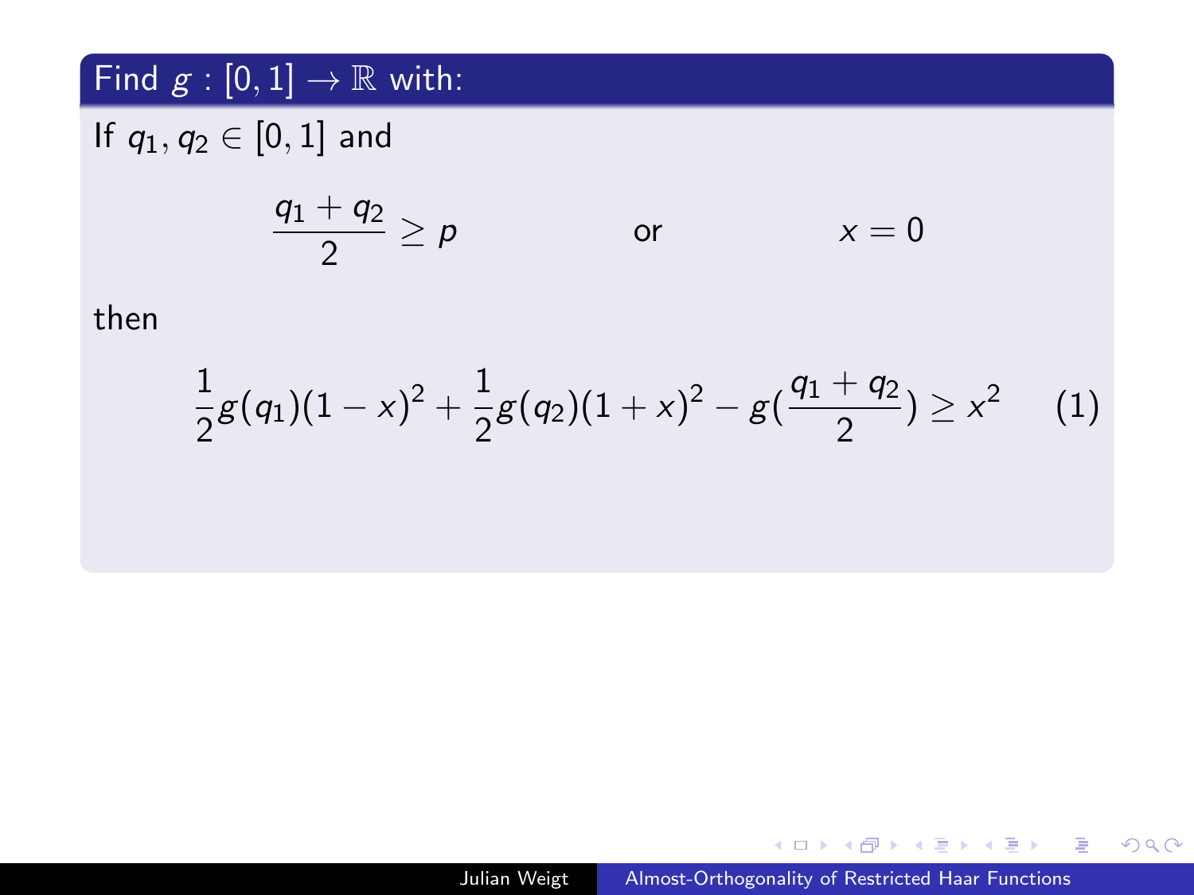## Find $g : [0,1] \to \mathbb{R}$ with:

If $q_1, q_2 \in [0,1]$ and

$$\frac{q_1 + q_2}{2} \geq p \qquad \text{or} \qquad x = 0$$

then

$$\frac{1}{2} g(q_1)(1-x)^2 + \frac{1}{2} g(q_2)(1+x)^2 - g\left(\frac{q_1+q_2}{2}\right) \geq x^2 \tag{1}$$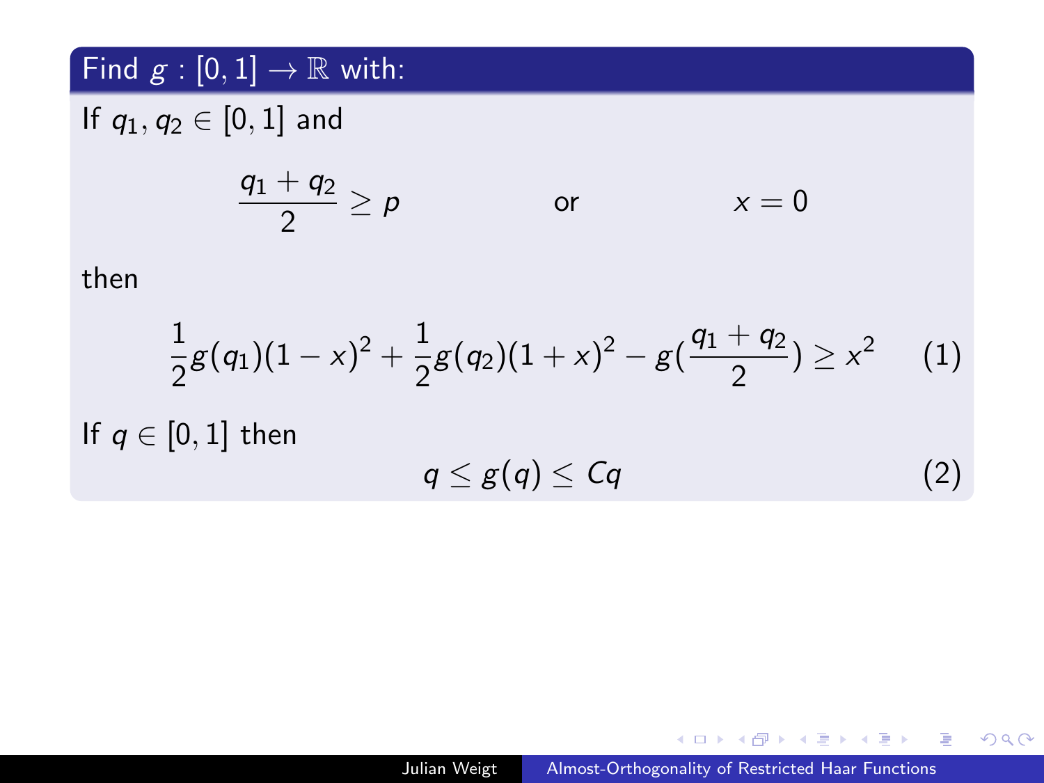## Find $g : [0,1] \to \mathbb{R}$ with:

If $q_1, q_2 \in [0,1]$ and

$$\frac{q_1 + q_2}{2} \geq p \qquad \text{or} \qquad x = 0$$

then

$$\frac{1}{2} g(q_1)(1-x)^2 + \frac{1}{2} g(q_2)(1+x)^2 - g\left(\frac{q_1 + q_2}{2}\right) \geq x^2 \tag{1}$$

If $q \in [0,1]$ then

$$q \leq g(q) \leq Cq \tag{2}$$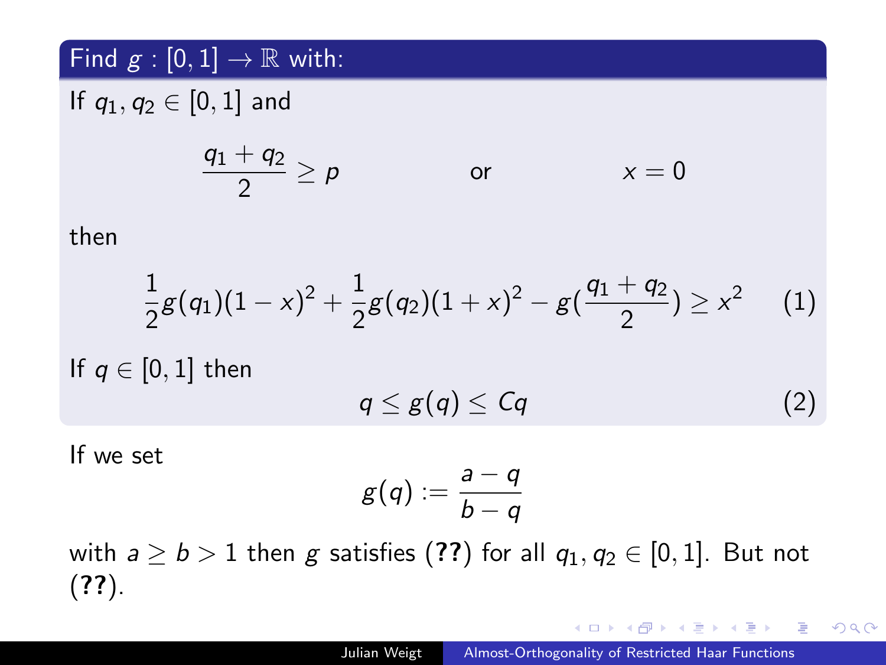### Find $g : [0,1] \to \mathbb{R}$ with:

If $q_1, q_2 \in [0,1]$ and

$$\frac{q_1 + q_2}{2} \geq p \qquad \text{or} \qquad x = 0$$

then

$$\frac{1}{2} g(q_1)(1-x)^2 + \frac{1}{2} g(q_2)(1+x)^2 - g\left(\frac{q_1+q_2}{2}\right) \geq x^2 \tag{1}$$

If $q \in [0,1]$ then

$$q \leq g(q) \leq Cq \tag{2}$$

If we set

$$g(q) := \frac{a-q}{b-q}$$

with $a \geq b > 1$ then $g$ satisfies (**??**) for all $q_1, q_2 \in [0,1]$. But not (**??**).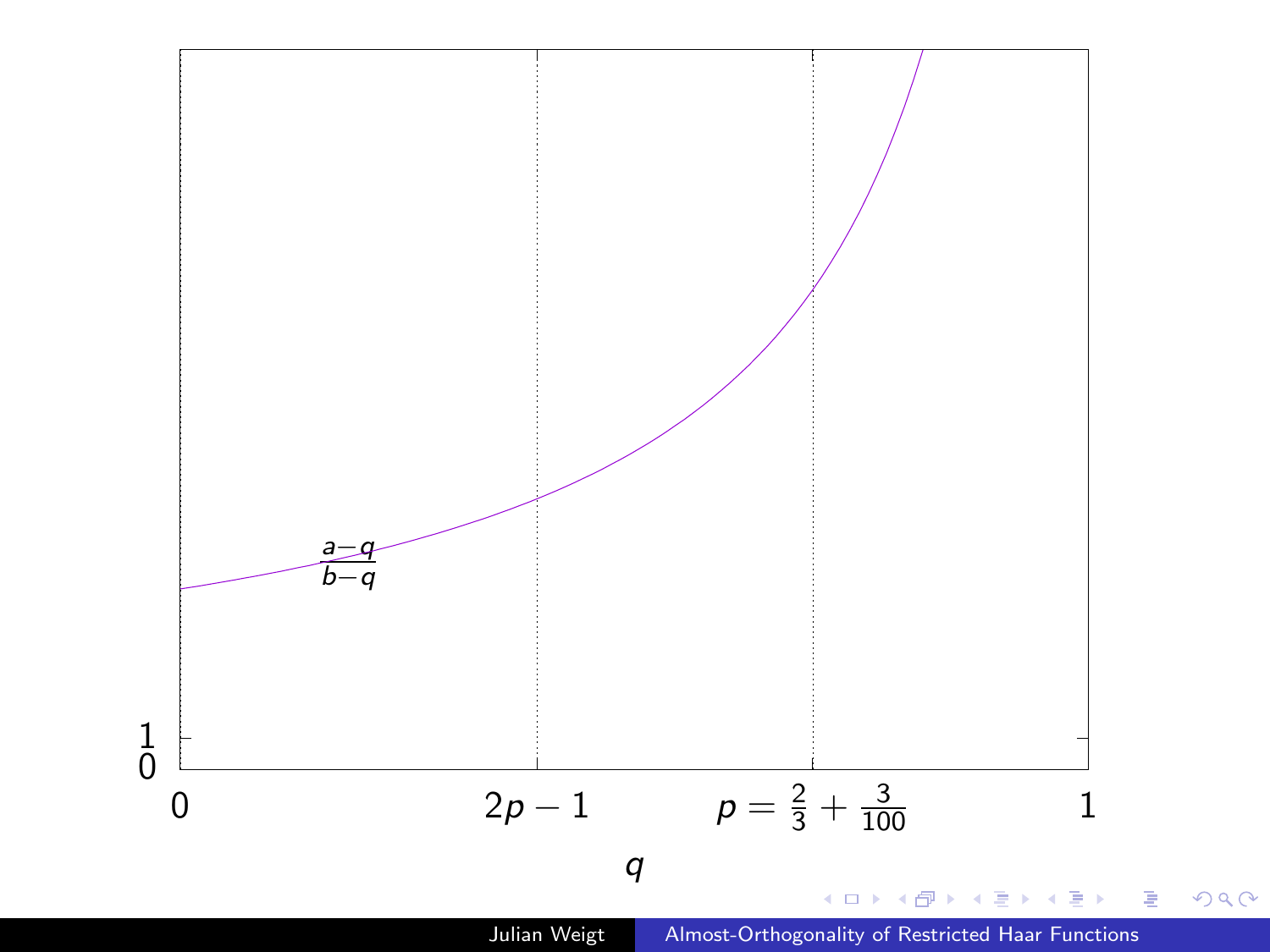$\frac{a-q}{b-q}$

$1$

$0$

$0$ $\quad 2p-1 \quad p = \frac{2}{3} + \frac{3}{100} \quad 1$

$q$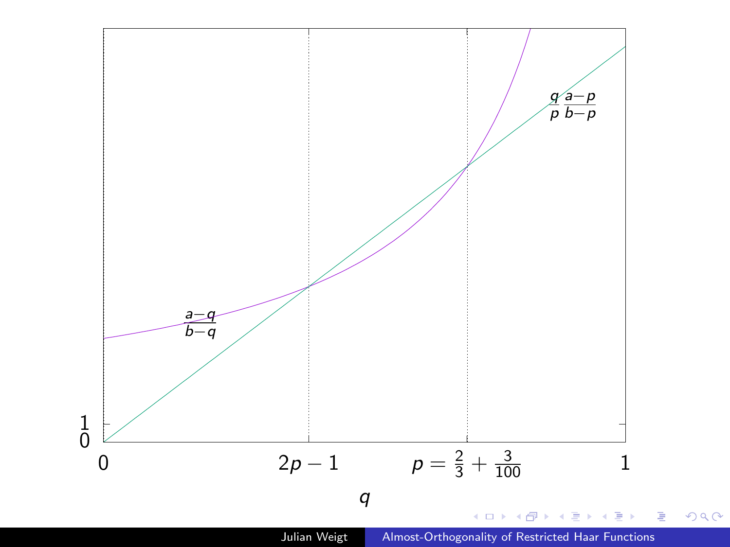$\frac{a-q}{b-q}$

$\frac{q}{p}\,\frac{a-p}{b-p}$

1

0

0 $\quad 2p-1 \quad p = \frac{2}{3} + \frac{3}{100} \quad 1$

$q$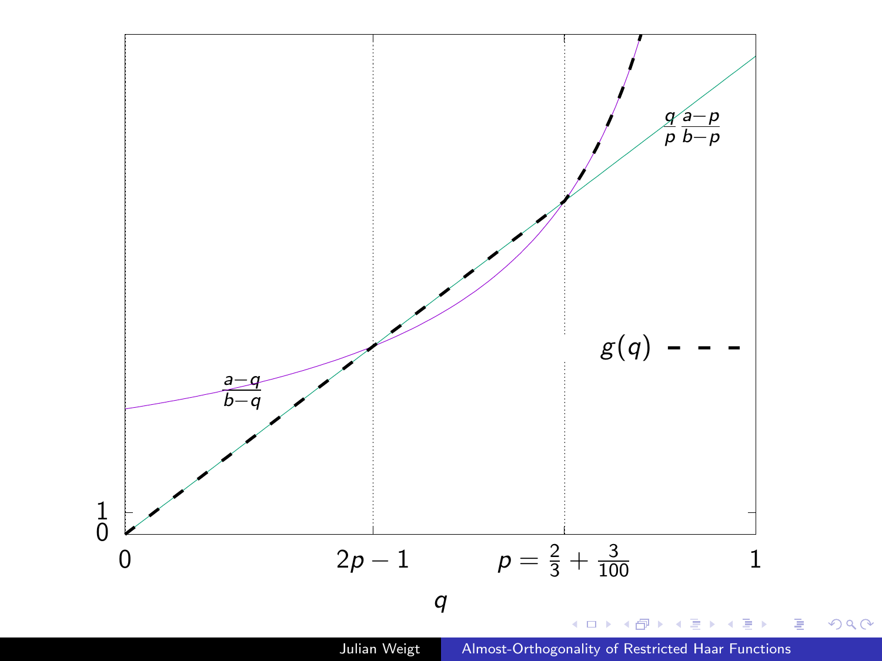$g(q)$

$\frac{a-q}{b-q}$

$\frac{q}{p}\,\frac{a-p}{b-p}$

1

0

0 $\quad 2p-1 \quad p = \frac{2}{3} + \frac{3}{100} \quad 1$

$q$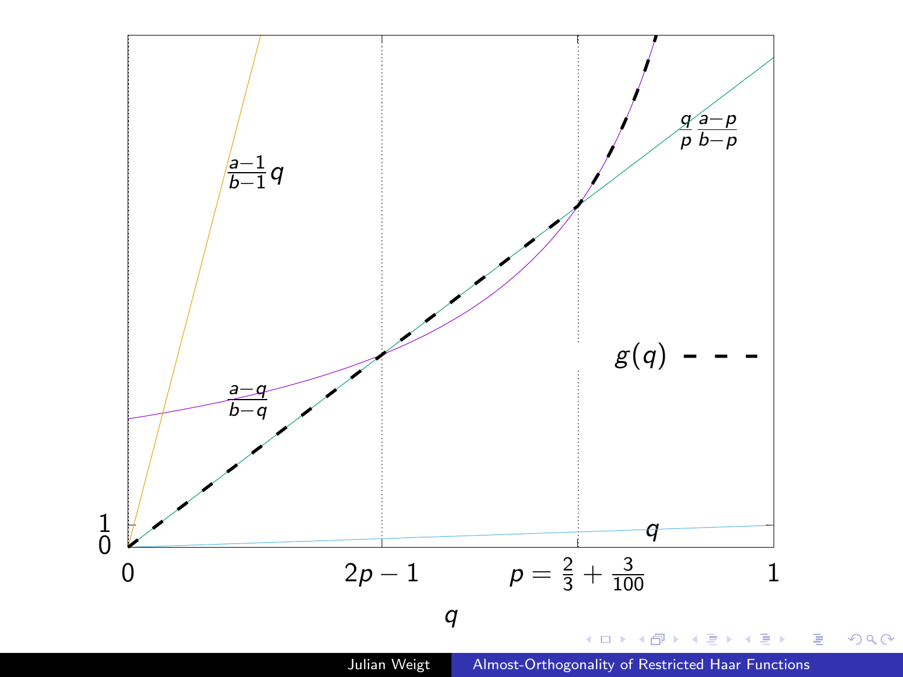$\frac{a-1}{b-1}q$

$\frac{q}{p}\frac{a-p}{b-p}$

$\frac{a-q}{b-q}$

$g(q)$

$q$

1

0

0 $\quad 2p-1 \quad p = \frac{2}{3} + \frac{3}{100} \quad 1$

$q$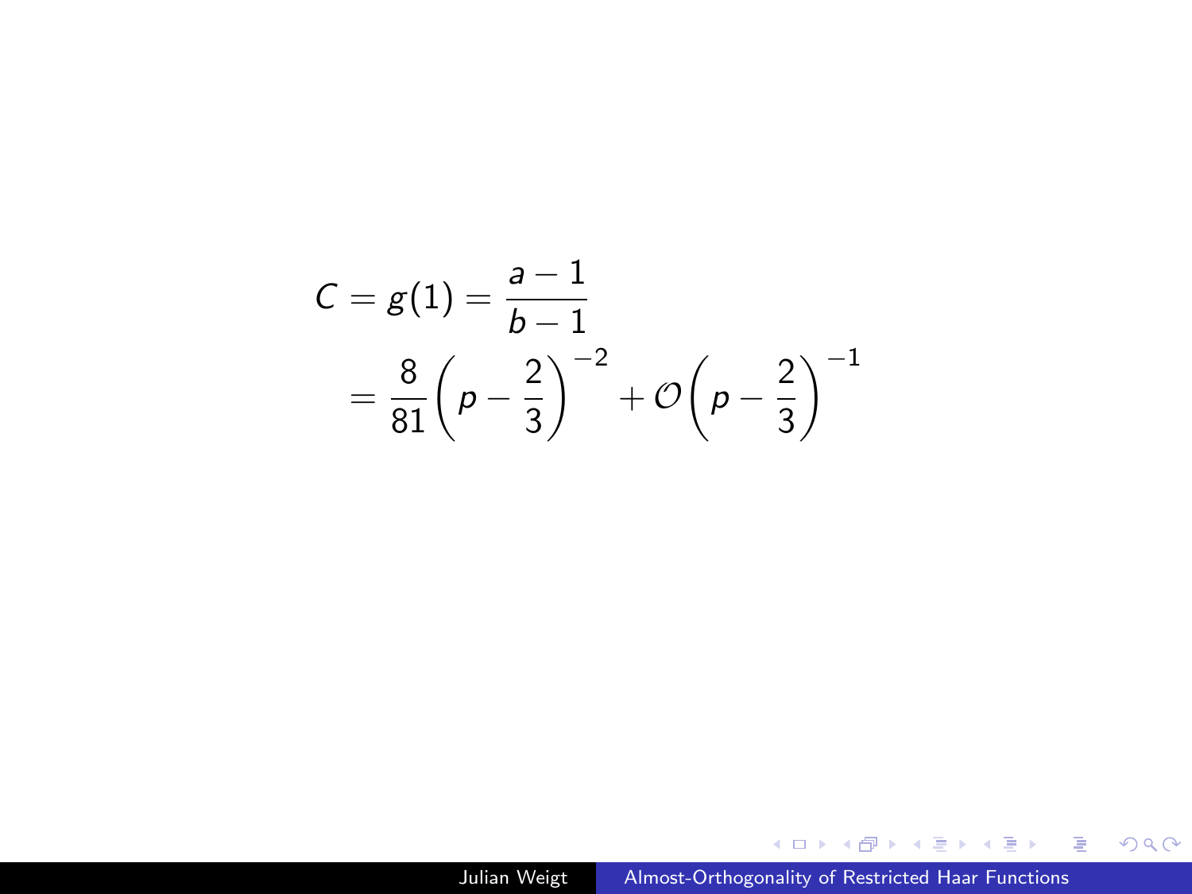$$
\begin{aligned}
C = g(1) &= \frac{a-1}{b-1} \\
&= \frac{8}{81}\left(p - \frac{2}{3}\right)^{-2} + \mathcal{O}\left(p - \frac{2}{3}\right)^{-1}
\end{aligned}
$$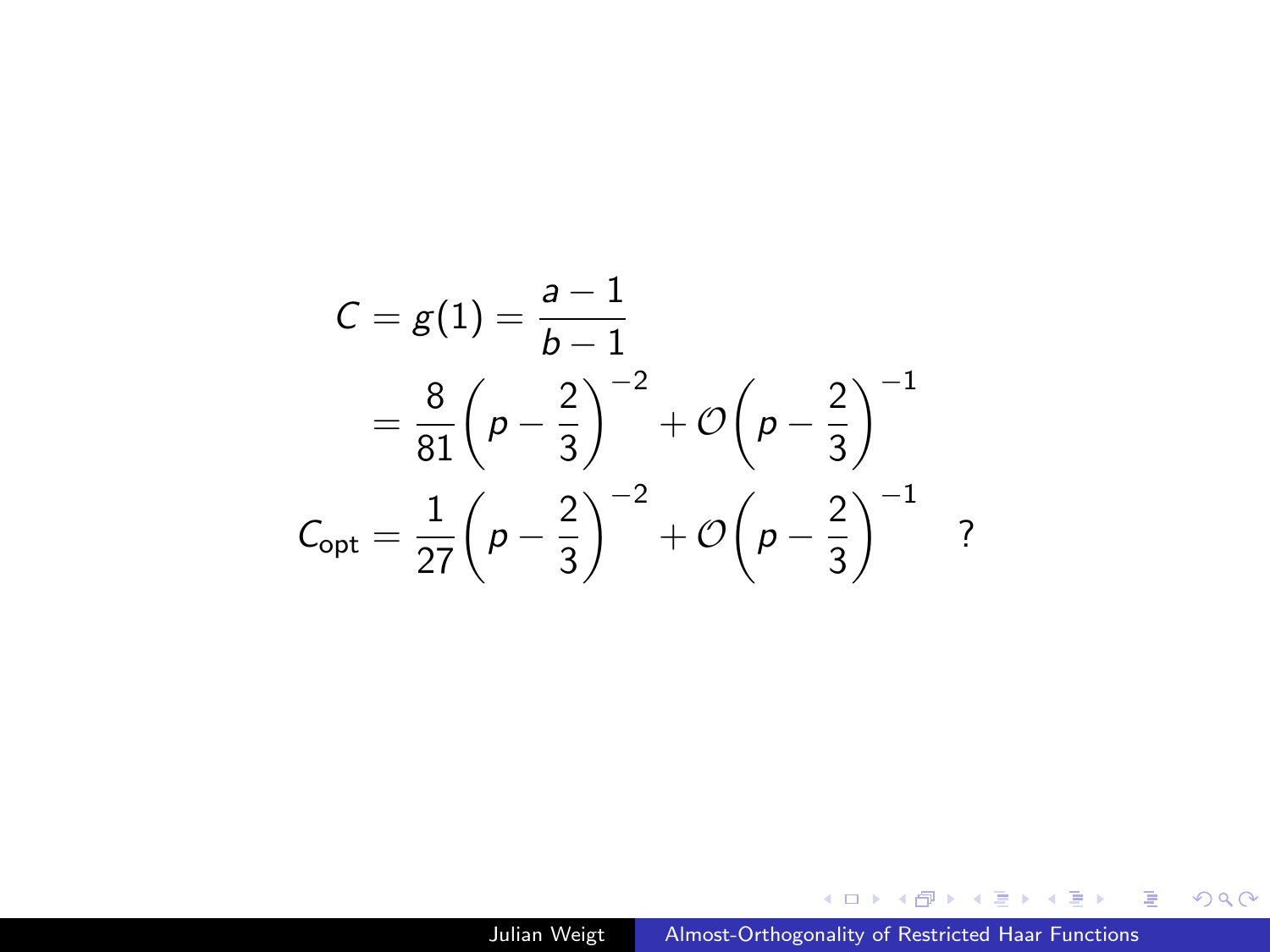$$
\begin{aligned}
C = g(1) &= \frac{a-1}{b-1} \\
&= \frac{8}{81}\left(p - \frac{2}{3}\right)^{-2} + \mathcal{O}\left(p - \frac{2}{3}\right)^{-1} \\
C_{\text{opt}} &= \frac{1}{27}\left(p - \frac{2}{3}\right)^{-2} + \mathcal{O}\left(p - \frac{2}{3}\right)^{-1} \quad ?
\end{aligned}
$$